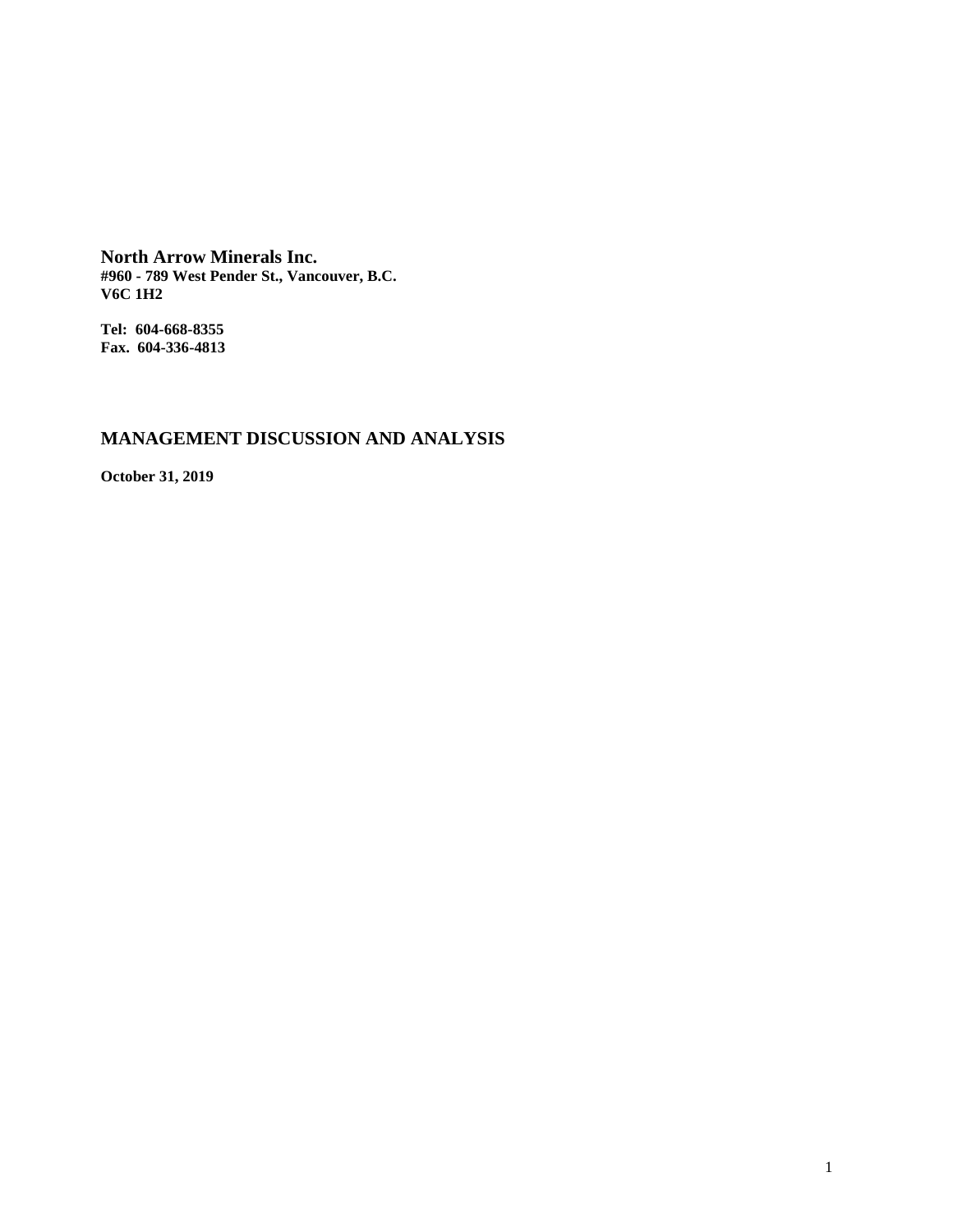**North Arrow Minerals Inc.**
**#960 - 789 West Pender St., Vancouver, B.C.**
**V6C 1H2**

**Tel: 604-668-8355**
**Fax. 604-336-4813**

# MANAGEMENT DISCUSSION AND ANALYSIS

**October 31, 2019**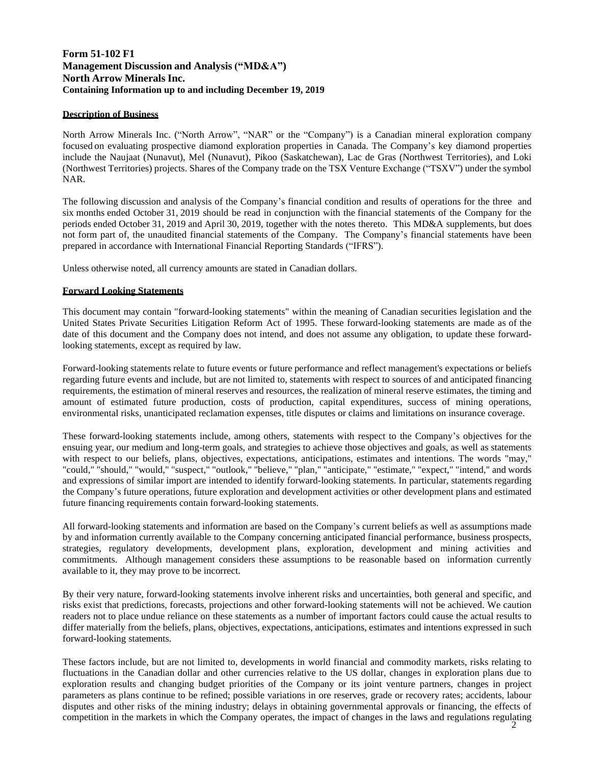# Form 51-102 F1
# Management Discussion and Analysis ("MD&A")
# North Arrow Minerals Inc.
**Containing Information up to and including December 19, 2019**

## Description of Business

North Arrow Minerals Inc. ("North Arrow", "NAR" or the "Company") is a Canadian mineral exploration company focused on evaluating prospective diamond exploration properties in Canada. The Company's key diamond properties include the Naujaat (Nunavut), Mel (Nunavut), Pikoo (Saskatchewan), Lac de Gras (Northwest Territories), and Loki (Northwest Territories) projects. Shares of the Company trade on the TSX Venture Exchange ("TSXV") under the symbol NAR.

The following discussion and analysis of the Company's financial condition and results of operations for the three and six months ended October 31, 2019 should be read in conjunction with the financial statements of the Company for the periods ended October 31, 2019 and April 30, 2019, together with the notes thereto. This MD&A supplements, but does not form part of, the unaudited financial statements of the Company. The Company's financial statements have been prepared in accordance with International Financial Reporting Standards ("IFRS").

Unless otherwise noted, all currency amounts are stated in Canadian dollars.

## Forward Looking Statements

This document may contain "forward-looking statements" within the meaning of Canadian securities legislation and the United States Private Securities Litigation Reform Act of 1995. These forward-looking statements are made as of the date of this document and the Company does not intend, and does not assume any obligation, to update these forward-looking statements, except as required by law.

Forward-looking statements relate to future events or future performance and reflect management's expectations or beliefs regarding future events and include, but are not limited to, statements with respect to sources of and anticipated financing requirements, the estimation of mineral reserves and resources, the realization of mineral reserve estimates, the timing and amount of estimated future production, costs of production, capital expenditures, success of mining operations, environmental risks, unanticipated reclamation expenses, title disputes or claims and limitations on insurance coverage.

These forward-looking statements include, among others, statements with respect to the Company's objectives for the ensuing year, our medium and long-term goals, and strategies to achieve those objectives and goals, as well as statements with respect to our beliefs, plans, objectives, expectations, anticipations, estimates and intentions. The words "may," "could," "should," "would," "suspect," "outlook," "believe," "plan," "anticipate," "estimate," "expect," "intend," and words and expressions of similar import are intended to identify forward-looking statements. In particular, statements regarding the Company's future operations, future exploration and development activities or other development plans and estimated future financing requirements contain forward-looking statements.

All forward-looking statements and information are based on the Company's current beliefs as well as assumptions made by and information currently available to the Company concerning anticipated financial performance, business prospects, strategies, regulatory developments, development plans, exploration, development and mining activities and commitments. Although management considers these assumptions to be reasonable based on information currently available to it, they may prove to be incorrect.

By their very nature, forward-looking statements involve inherent risks and uncertainties, both general and specific, and risks exist that predictions, forecasts, projections and other forward-looking statements will not be achieved. We caution readers not to place undue reliance on these statements as a number of important factors could cause the actual results to differ materially from the beliefs, plans, objectives, expectations, anticipations, estimates and intentions expressed in such forward-looking statements.

These factors include, but are not limited to, developments in world financial and commodity markets, risks relating to fluctuations in the Canadian dollar and other currencies relative to the US dollar, changes in exploration plans due to exploration results and changing budget priorities of the Company or its joint venture partners, changes in project parameters as plans continue to be refined; possible variations in ore reserves, grade or recovery rates; accidents, labour disputes and other risks of the mining industry; delays in obtaining governmental approvals or financing, the effects of competition in the markets in which the Company operates, the impact of changes in the laws and regulations regulating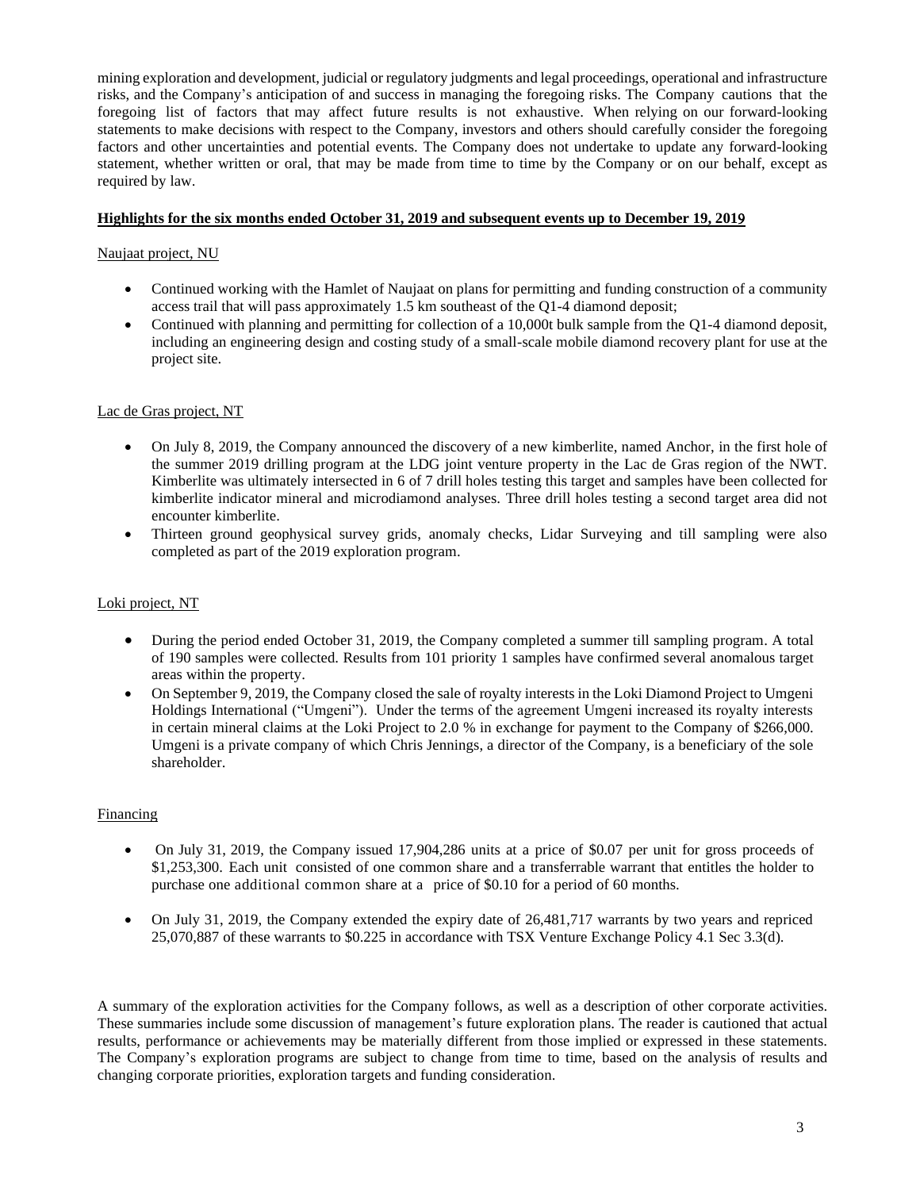mining exploration and development, judicial or regulatory judgments and legal proceedings, operational and infrastructure risks, and the Company's anticipation of and success in managing the foregoing risks. The Company cautions that the foregoing list of factors that may affect future results is not exhaustive. When relying on our forward-looking statements to make decisions with respect to the Company, investors and others should carefully consider the foregoing factors and other uncertainties and potential events. The Company does not undertake to update any forward-looking statement, whether written or oral, that may be made from time to time by the Company or on our behalf, except as required by law.

## Highlights for the six months ended October 31, 2019 and subsequent events up to December 19, 2019

### Naujaat project, NU

- Continued working with the Hamlet of Naujaat on plans for permitting and funding construction of a community access trail that will pass approximately 1.5 km southeast of the Q1-4 diamond deposit;
- Continued with planning and permitting for collection of a 10,000t bulk sample from the Q1-4 diamond deposit, including an engineering design and costing study of a small-scale mobile diamond recovery plant for use at the project site.

### Lac de Gras project, NT

- On July 8, 2019, the Company announced the discovery of a new kimberlite, named Anchor, in the first hole of the summer 2019 drilling program at the LDG joint venture property in the Lac de Gras region of the NWT. Kimberlite was ultimately intersected in 6 of 7 drill holes testing this target and samples have been collected for kimberlite indicator mineral and microdiamond analyses. Three drill holes testing a second target area did not encounter kimberlite.
- Thirteen ground geophysical survey grids, anomaly checks, Lidar Surveying and till sampling were also completed as part of the 2019 exploration program.

### Loki project, NT

- During the period ended October 31, 2019, the Company completed a summer till sampling program. A total of 190 samples were collected. Results from 101 priority 1 samples have confirmed several anomalous target areas within the property.
- On September 9, 2019, the Company closed the sale of royalty interests in the Loki Diamond Project to Umgeni Holdings International ("Umgeni"). Under the terms of the agreement Umgeni increased its royalty interests in certain mineral claims at the Loki Project to 2.0 % in exchange for payment to the Company of $266,000. Umgeni is a private company of which Chris Jennings, a director of the Company, is a beneficiary of the sole shareholder.

### Financing

- On July 31, 2019, the Company issued 17,904,286 units at a price of $0.07 per unit for gross proceeds of $1,253,300. Each unit consisted of one common share and a transferrable warrant that entitles the holder to purchase one additional common share at a price of $0.10 for a period of 60 months.
- On July 31, 2019, the Company extended the expiry date of 26,481,717 warrants by two years and repriced 25,070,887 of these warrants to $0.225 in accordance with TSX Venture Exchange Policy 4.1 Sec 3.3(d).

A summary of the exploration activities for the Company follows, as well as a description of other corporate activities. These summaries include some discussion of management's future exploration plans. The reader is cautioned that actual results, performance or achievements may be materially different from those implied or expressed in these statements. The Company's exploration programs are subject to change from time to time, based on the analysis of results and changing corporate priorities, exploration targets and funding consideration.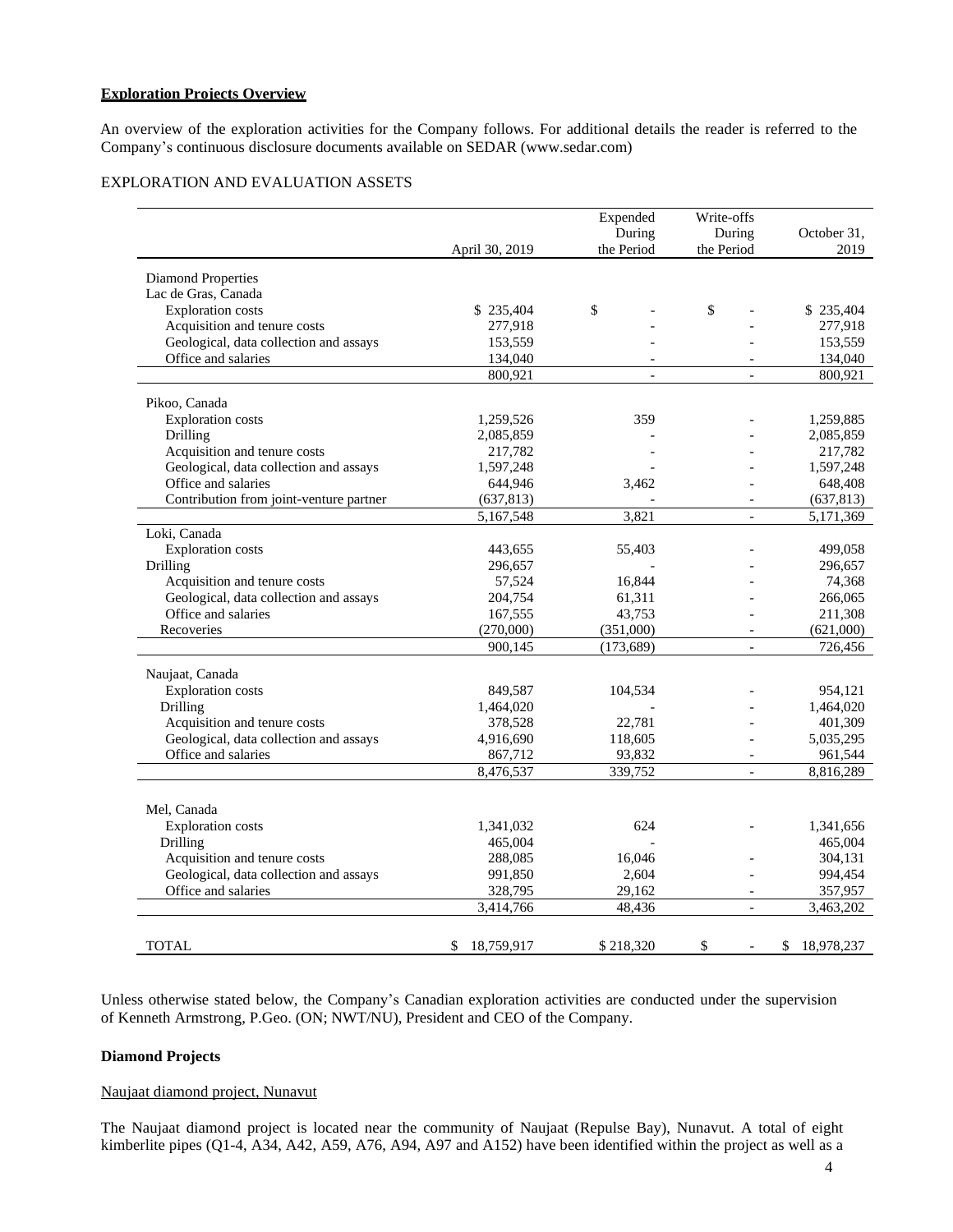**Exploration Projects Overview**

An overview of the exploration activities for the Company follows. For additional details the reader is referred to the Company's continuous disclosure documents available on SEDAR (www.sedar.com)

EXPLORATION AND EVALUATION ASSETS

| | April 30, 2019 | Expended During the Period | Write-offs During the Period | October 31, 2019 |
|---|---|---|---|---|
| Diamond Properties | | | | |
| Lac de Gras, Canada | | | | |
| Exploration costs | $ 235,404 | $ - | $ - | $ 235,404 |
| Acquisition and tenure costs | 277,918 | - | - | 277,918 |
| Geological, data collection and assays | 153,559 | - | - | 153,559 |
| Office and salaries | 134,040 | - | - | 134,040 |
| | 800,921 | - | - | 800,921 |
| Pikoo, Canada | | | | |
| Exploration costs | 1,259,526 | 359 | - | 1,259,885 |
| Drilling | 2,085,859 | - | - | 2,085,859 |
| Acquisition and tenure costs | 217,782 | - | - | 217,782 |
| Geological, data collection and assays | 1,597,248 | - | - | 1,597,248 |
| Office and salaries | 644,946 | 3,462 | - | 648,408 |
| Contribution from joint-venture partner | (637,813) | - | - | (637,813) |
| | 5,167,548 | 3,821 | - | 5,171,369 |
| Loki, Canada | | | | |
| Exploration costs | 443,655 | 55,403 | - | 499,058 |
| Drilling | 296,657 | - | - | 296,657 |
| Acquisition and tenure costs | 57,524 | 16,844 | - | 74,368 |
| Geological, data collection and assays | 204,754 | 61,311 | - | 266,065 |
| Office and salaries | 167,555 | 43,753 | - | 211,308 |
| Recoveries | (270,000) | (351,000) | - | (621,000) |
| | 900,145 | (173,689) | - | 726,456 |
| Naujaat, Canada | | | | |
| Exploration costs | 849,587 | 104,534 | - | 954,121 |
| Drilling | 1,464,020 | - | - | 1,464,020 |
| Acquisition and tenure costs | 378,528 | 22,781 | - | 401,309 |
| Geological, data collection and assays | 4,916,690 | 118,605 | - | 5,035,295 |
| Office and salaries | 867,712 | 93,832 | - | 961,544 |
| | 8,476,537 | 339,752 | - | 8,816,289 |
| Mel, Canada | | | | |
| Exploration costs | 1,341,032 | 624 | - | 1,341,656 |
| Drilling | 465,004 | - | | 465,004 |
| Acquisition and tenure costs | 288,085 | 16,046 | - | 304,131 |
| Geological, data collection and assays | 991,850 | 2,604 | - | 994,454 |
| Office and salaries | 328,795 | 29,162 | - | 357,957 |
| | 3,414,766 | 48,436 | - | 3,463,202 |
| TOTAL | $ 18,759,917 | $ 218,320 | $ - | $ 18,978,237 |

Unless otherwise stated below, the Company's Canadian exploration activities are conducted under the supervision of Kenneth Armstrong, P.Geo. (ON; NWT/NU), President and CEO of the Company.

**Diamond Projects**

Naujaat diamond project, Nunavut

The Naujaat diamond project is located near the community of Naujaat (Repulse Bay), Nunavut. A total of eight kimberlite pipes (Q1-4, A34, A42, A59, A76, A94, A97 and A152) have been identified within the project as well as a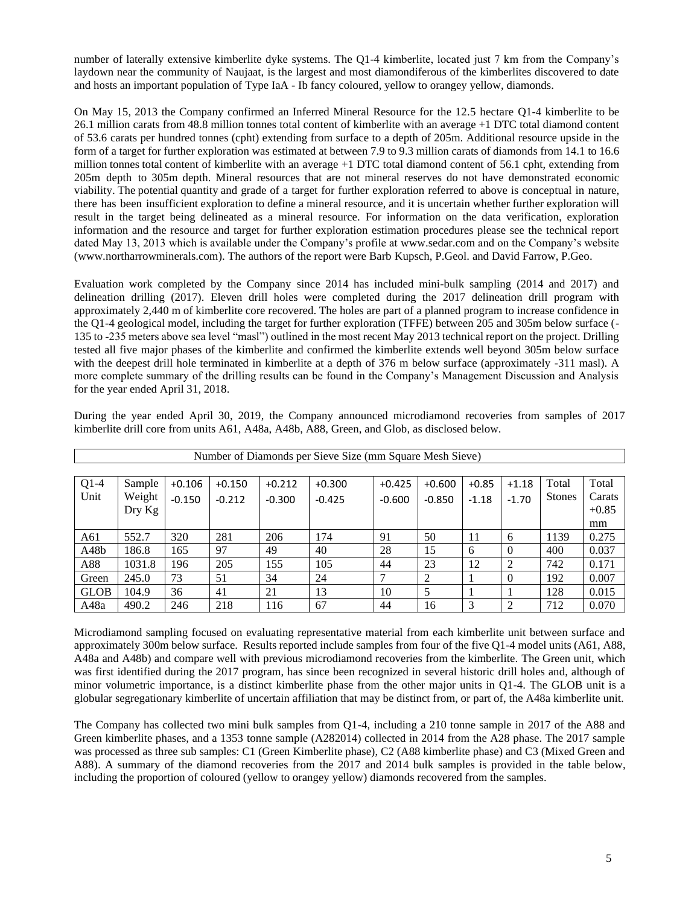number of laterally extensive kimberlite dyke systems. The Q1-4 kimberlite, located just 7 km from the Company's laydown near the community of Naujaat, is the largest and most diamondiferous of the kimberlites discovered to date and hosts an important population of Type IaA - Ib fancy coloured, yellow to orangey yellow, diamonds.

On May 15, 2013 the Company confirmed an Inferred Mineral Resource for the 12.5 hectare Q1-4 kimberlite to be 26.1 million carats from 48.8 million tonnes total content of kimberlite with an average +1 DTC total diamond content of 53.6 carats per hundred tonnes (cpht) extending from surface to a depth of 205m. Additional resource upside in the form of a target for further exploration was estimated at between 7.9 to 9.3 million carats of diamonds from 14.1 to 16.6 million tonnes total content of kimberlite with an average +1 DTC total diamond content of 56.1 cpht, extending from 205m depth to 305m depth. Mineral resources that are not mineral reserves do not have demonstrated economic viability. The potential quantity and grade of a target for further exploration referred to above is conceptual in nature, there has been insufficient exploration to define a mineral resource, and it is uncertain whether further exploration will result in the target being delineated as a mineral resource. For information on the data verification, exploration information and the resource and target for further exploration estimation procedures please see the technical report dated May 13, 2013 which is available under the Company's profile at www.sedar.com and on the Company's website (www.northarrowminerals.com). The authors of the report were Barb Kupsch, P.Geol. and David Farrow, P.Geo.

Evaluation work completed by the Company since 2014 has included mini-bulk sampling (2014 and 2017) and delineation drilling (2017). Eleven drill holes were completed during the 2017 delineation drill program with approximately 2,440 m of kimberlite core recovered. The holes are part of a planned program to increase confidence in the Q1-4 geological model, including the target for further exploration (TFFE) between 205 and 305m below surface (-135 to -235 meters above sea level "masl") outlined in the most recent May 2013 technical report on the project. Drilling tested all five major phases of the kimberlite and confirmed the kimberlite extends well beyond 305m below surface with the deepest drill hole terminated in kimberlite at a depth of 376 m below surface (approximately -311 masl). A more complete summary of the drilling results can be found in the Company's Management Discussion and Analysis for the year ended April 31, 2018.

During the year ended April 30, 2019, the Company announced microdiamond recoveries from samples of 2017 kimberlite drill core from units A61, A48a, A48b, A88, Green, and Glob, as disclosed below.

| Number of Diamonds per Sieve Size (mm Square Mesh Sieve) | | | | | | | | | | | |
|---|---|---|---|---|---|---|---|---|---|---|---|
| Q1-4 Unit | Sample Weight Dry Kg | +0.106 -0.150 | +0.150 -0.212 | +0.212 -0.300 | +0.300 -0.425 | +0.425 -0.600 | +0.600 -0.850 | +0.85 -1.18 | +1.18 -1.70 | Total Stones | Total Carats +0.85 mm |
| A61 | 552.7 | 320 | 281 | 206 | 174 | 91 | 50 | 11 | 6 | 1139 | 0.275 |
| A48b | 186.8 | 165 | 97 | 49 | 40 | 28 | 15 | 6 | 0 | 400 | 0.037 |
| A88 | 1031.8 | 196 | 205 | 155 | 105 | 44 | 23 | 12 | 2 | 742 | 0.171 |
| Green | 245.0 | 73 | 51 | 34 | 24 | 7 | 2 | 1 | 0 | 192 | 0.007 |
| GLOB | 104.9 | 36 | 41 | 21 | 13 | 10 | 5 | 1 | 1 | 128 | 0.015 |
| A48a | 490.2 | 246 | 218 | 116 | 67 | 44 | 16 | 3 | 2 | 712 | 0.070 |

Microdiamond sampling focused on evaluating representative material from each kimberlite unit between surface and approximately 300m below surface. Results reported include samples from four of the five Q1-4 model units (A61, A88, A48a and A48b) and compare well with previous microdiamond recoveries from the kimberlite. The Green unit, which was first identified during the 2017 program, has since been recognized in several historic drill holes and, although of minor volumetric importance, is a distinct kimberlite phase from the other major units in Q1-4. The GLOB unit is a globular segregationary kimberlite of uncertain affiliation that may be distinct from, or part of, the A48a kimberlite unit.

The Company has collected two mini bulk samples from Q1-4, including a 210 tonne sample in 2017 of the A88 and Green kimberlite phases, and a 1353 tonne sample (A282014) collected in 2014 from the A28 phase. The 2017 sample was processed as three sub samples: C1 (Green Kimberlite phase), C2 (A88 kimberlite phase) and C3 (Mixed Green and A88). A summary of the diamond recoveries from the 2017 and 2014 bulk samples is provided in the table below, including the proportion of coloured (yellow to orangey yellow) diamonds recovered from the samples.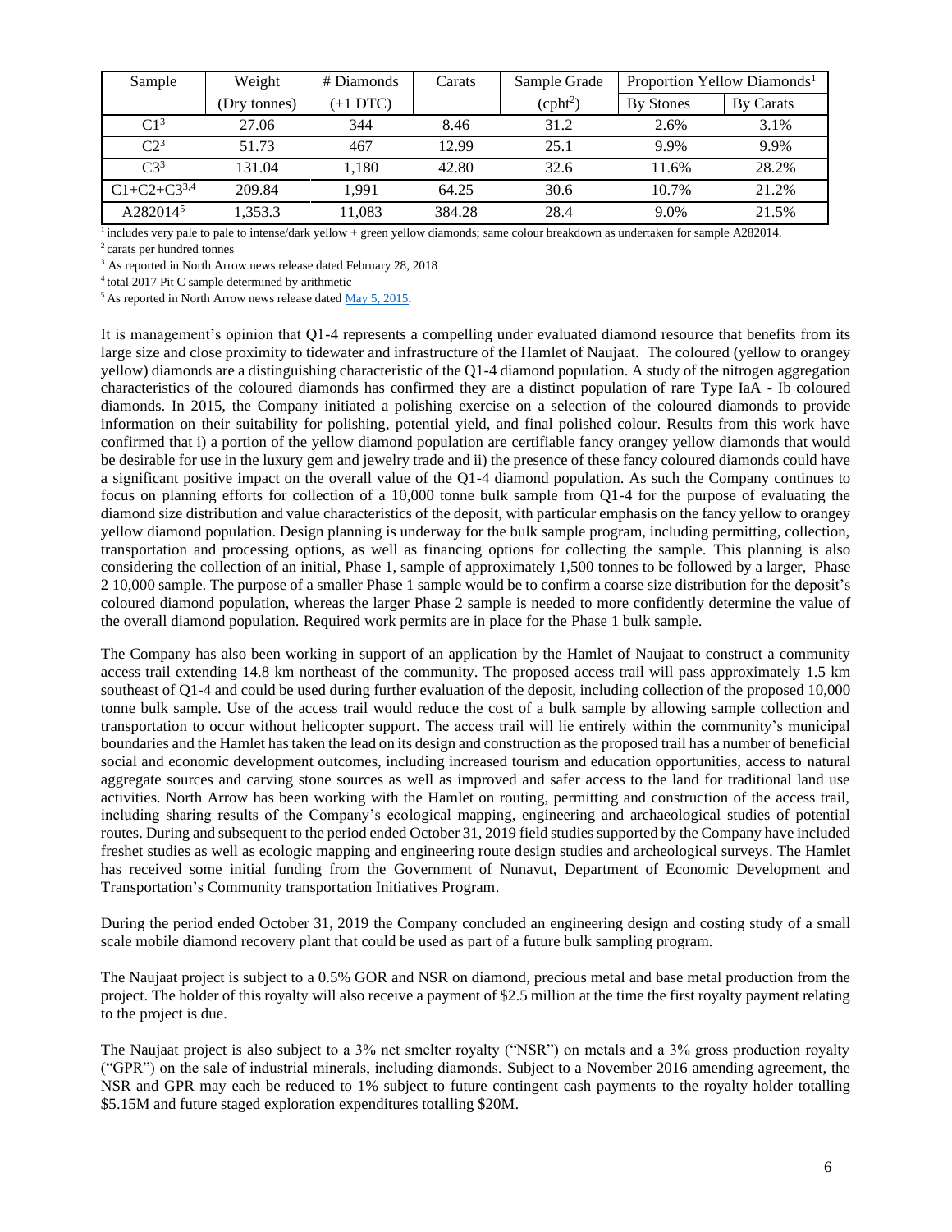| Sample | Weight | # Diamonds | Carats | Sample Grade | Proportion Yellow Diamonds[1] | |
|---|---|---|---|---|---|---|
| | (Dry tonnes) | (+1 DTC) | | (cpht[2]) | By Stones | By Carats |
| C1[3] | 27.06 | 344 | 8.46 | 31.2 | 2.6% | 3.1% |
| C2[3] | 51.73 | 467 | 12.99 | 25.1 | 9.9% | 9.9% |
| C3[3] | 131.04 | 1,180 | 42.80 | 32.6 | 11.6% | 28.2% |
| C1+C2+C3[3,4] | 209.84 | 1,991 | 64.25 | 30.6 | 10.7% | 21.2% |
| A282014[5] | 1,353.3 | 11,083 | 384.28 | 28.4 | 9.0% | 21.5% |

[1] includes very pale to pale to intense/dark yellow + green yellow diamonds; same colour breakdown as undertaken for sample A282014.

[2] carats per hundred tonnes

[3] As reported in North Arrow news release dated February 28, 2018

[4] total 2017 Pit C sample determined by arithmetic

[5] As reported in North Arrow news release dated May 5, 2015.

It is management's opinion that Q1-4 represents a compelling under evaluated diamond resource that benefits from its large size and close proximity to tidewater and infrastructure of the Hamlet of Naujaat. The coloured (yellow to orangey yellow) diamonds are a distinguishing characteristic of the Q1-4 diamond population. A study of the nitrogen aggregation characteristics of the coloured diamonds has confirmed they are a distinct population of rare Type IaA - Ib coloured diamonds. In 2015, the Company initiated a polishing exercise on a selection of the coloured diamonds to provide information on their suitability for polishing, potential yield, and final polished colour. Results from this work have confirmed that i) a portion of the yellow diamond population are certifiable fancy orangey yellow diamonds that would be desirable for use in the luxury gem and jewelry trade and ii) the presence of these fancy coloured diamonds could have a significant positive impact on the overall value of the Q1-4 diamond population. As such the Company continues to focus on planning efforts for collection of a 10,000 tonne bulk sample from Q1-4 for the purpose of evaluating the diamond size distribution and value characteristics of the deposit, with particular emphasis on the fancy yellow to orangey yellow diamond population. Design planning is underway for the bulk sample program, including permitting, collection, transportation and processing options, as well as financing options for collecting the sample. This planning is also considering the collection of an initial, Phase 1, sample of approximately 1,500 tonnes to be followed by a larger, Phase 2 10,000 sample. The purpose of a smaller Phase 1 sample would be to confirm a coarse size distribution for the deposit's coloured diamond population, whereas the larger Phase 2 sample is needed to more confidently determine the value of the overall diamond population. Required work permits are in place for the Phase 1 bulk sample.

The Company has also been working in support of an application by the Hamlet of Naujaat to construct a community access trail extending 14.8 km northeast of the community. The proposed access trail will pass approximately 1.5 km southeast of Q1-4 and could be used during further evaluation of the deposit, including collection of the proposed 10,000 tonne bulk sample. Use of the access trail would reduce the cost of a bulk sample by allowing sample collection and transportation to occur without helicopter support. The access trail will lie entirely within the community's municipal boundaries and the Hamlet has taken the lead on its design and construction as the proposed trail has a number of beneficial social and economic development outcomes, including increased tourism and education opportunities, access to natural aggregate sources and carving stone sources as well as improved and safer access to the land for traditional land use activities. North Arrow has been working with the Hamlet on routing, permitting and construction of the access trail, including sharing results of the Company's ecological mapping, engineering and archaeological studies of potential routes. During and subsequent to the period ended October 31, 2019 field studies supported by the Company have included freshet studies as well as ecologic mapping and engineering route design studies and archeological surveys. The Hamlet has received some initial funding from the Government of Nunavut, Department of Economic Development and Transportation's Community transportation Initiatives Program.

During the period ended October 31, 2019 the Company concluded an engineering design and costing study of a small scale mobile diamond recovery plant that could be used as part of a future bulk sampling program.

The Naujaat project is subject to a 0.5% GOR and NSR on diamond, precious metal and base metal production from the project. The holder of this royalty will also receive a payment of $2.5 million at the time the first royalty payment relating to the project is due.

The Naujaat project is also subject to a 3% net smelter royalty ("NSR") on metals and a 3% gross production royalty ("GPR") on the sale of industrial minerals, including diamonds. Subject to a November 2016 amending agreement, the NSR and GPR may each be reduced to 1% subject to future contingent cash payments to the royalty holder totalling $5.15M and future staged exploration expenditures totalling $20M.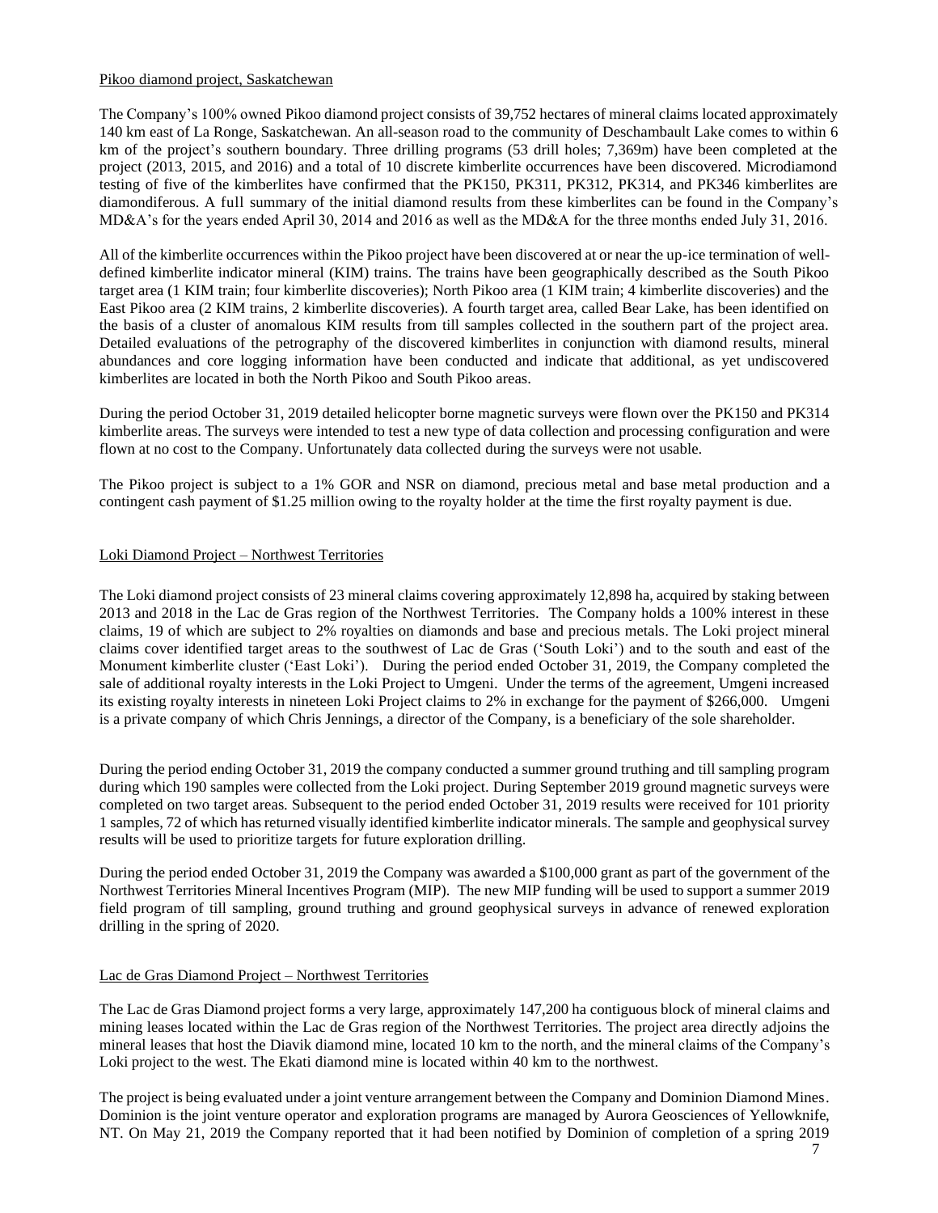Pikoo diamond project, Saskatchewan

The Company's 100% owned Pikoo diamond project consists of 39,752 hectares of mineral claims located approximately 140 km east of La Ronge, Saskatchewan. An all-season road to the community of Deschambault Lake comes to within 6 km of the project's southern boundary. Three drilling programs (53 drill holes; 7,369m) have been completed at the project (2013, 2015, and 2016) and a total of 10 discrete kimberlite occurrences have been discovered. Microdiamond testing of five of the kimberlites have confirmed that the PK150, PK311, PK312, PK314, and PK346 kimberlites are diamondiferous. A full summary of the initial diamond results from these kimberlites can be found in the Company's MD&A's for the years ended April 30, 2014 and 2016 as well as the MD&A for the three months ended July 31, 2016.

All of the kimberlite occurrences within the Pikoo project have been discovered at or near the up-ice termination of well-defined kimberlite indicator mineral (KIM) trains. The trains have been geographically described as the South Pikoo target area (1 KIM train; four kimberlite discoveries); North Pikoo area (1 KIM train; 4 kimberlite discoveries) and the East Pikoo area (2 KIM trains, 2 kimberlite discoveries). A fourth target area, called Bear Lake, has been identified on the basis of a cluster of anomalous KIM results from till samples collected in the southern part of the project area. Detailed evaluations of the petrography of the discovered kimberlites in conjunction with diamond results, mineral abundances and core logging information have been conducted and indicate that additional, as yet undiscovered kimberlites are located in both the North Pikoo and South Pikoo areas.

During the period October 31, 2019 detailed helicopter borne magnetic surveys were flown over the PK150 and PK314 kimberlite areas. The surveys were intended to test a new type of data collection and processing configuration and were flown at no cost to the Company. Unfortunately data collected during the surveys were not usable.

The Pikoo project is subject to a 1% GOR and NSR on diamond, precious metal and base metal production and a contingent cash payment of $1.25 million owing to the royalty holder at the time the first royalty payment is due.

Loki Diamond Project – Northwest Territories

The Loki diamond project consists of 23 mineral claims covering approximately 12,898 ha, acquired by staking between 2013 and 2018 in the Lac de Gras region of the Northwest Territories. The Company holds a 100% interest in these claims, 19 of which are subject to 2% royalties on diamonds and base and precious metals. The Loki project mineral claims cover identified target areas to the southwest of Lac de Gras ('South Loki') and to the south and east of the Monument kimberlite cluster ('East Loki'). During the period ended October 31, 2019, the Company completed the sale of additional royalty interests in the Loki Project to Umgeni. Under the terms of the agreement, Umgeni increased its existing royalty interests in nineteen Loki Project claims to 2% in exchange for the payment of $266,000. Umgeni is a private company of which Chris Jennings, a director of the Company, is a beneficiary of the sole shareholder.

During the period ending October 31, 2019 the company conducted a summer ground truthing and till sampling program during which 190 samples were collected from the Loki project. During September 2019 ground magnetic surveys were completed on two target areas. Subsequent to the period ended October 31, 2019 results were received for 101 priority 1 samples, 72 of which has returned visually identified kimberlite indicator minerals. The sample and geophysical survey results will be used to prioritize targets for future exploration drilling.

During the period ended October 31, 2019 the Company was awarded a $100,000 grant as part of the government of the Northwest Territories Mineral Incentives Program (MIP). The new MIP funding will be used to support a summer 2019 field program of till sampling, ground truthing and ground geophysical surveys in advance of renewed exploration drilling in the spring of 2020.

Lac de Gras Diamond Project – Northwest Territories

The Lac de Gras Diamond project forms a very large, approximately 147,200 ha contiguous block of mineral claims and mining leases located within the Lac de Gras region of the Northwest Territories. The project area directly adjoins the mineral leases that host the Diavik diamond mine, located 10 km to the north, and the mineral claims of the Company's Loki project to the west. The Ekati diamond mine is located within 40 km to the northwest.

The project is being evaluated under a joint venture arrangement between the Company and Dominion Diamond Mines. Dominion is the joint venture operator and exploration programs are managed by Aurora Geosciences of Yellowknife, NT. On May 21, 2019 the Company reported that it had been notified by Dominion of completion of a spring 2019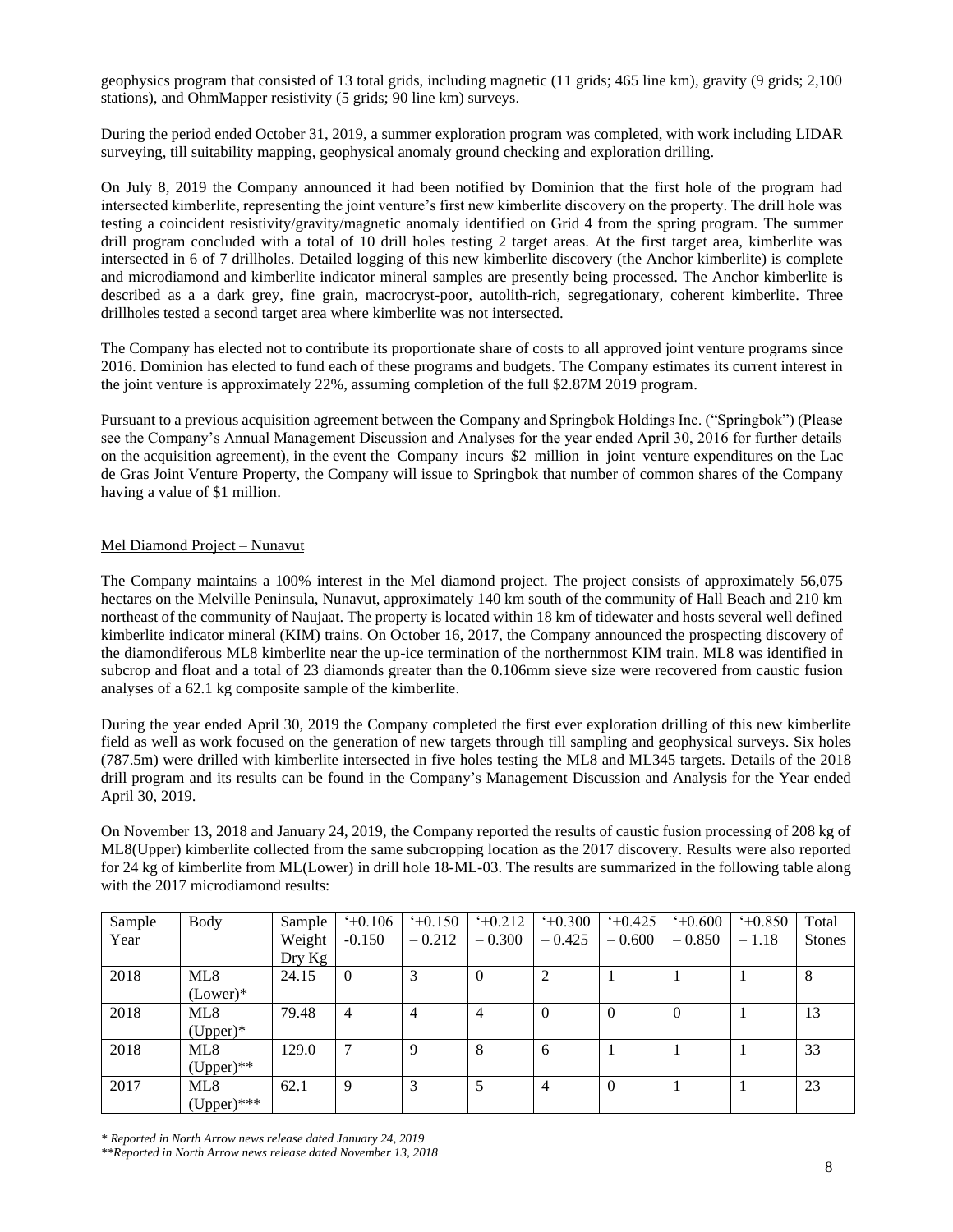geophysics program that consisted of 13 total grids, including magnetic (11 grids; 465 line km), gravity (9 grids; 2,100 stations), and OhmMapper resistivity (5 grids; 90 line km) surveys.

During the period ended October 31, 2019, a summer exploration program was completed, with work including LIDAR surveying, till suitability mapping, geophysical anomaly ground checking and exploration drilling.

On July 8, 2019 the Company announced it had been notified by Dominion that the first hole of the program had intersected kimberlite, representing the joint venture's first new kimberlite discovery on the property. The drill hole was testing a coincident resistivity/gravity/magnetic anomaly identified on Grid 4 from the spring program. The summer drill program concluded with a total of 10 drill holes testing 2 target areas. At the first target area, kimberlite was intersected in 6 of 7 drillholes. Detailed logging of this new kimberlite discovery (the Anchor kimberlite) is complete and microdiamond and kimberlite indicator mineral samples are presently being processed. The Anchor kimberlite is described as a a dark grey, fine grain, macrocryst-poor, autolith-rich, segregationary, coherent kimberlite. Three drillholes tested a second target area where kimberlite was not intersected.

The Company has elected not to contribute its proportionate share of costs to all approved joint venture programs since 2016. Dominion has elected to fund each of these programs and budgets. The Company estimates its current interest in the joint venture is approximately 22%, assuming completion of the full $2.87M 2019 program.

Pursuant to a previous acquisition agreement between the Company and Springbok Holdings Inc. ("Springbok") (Please see the Company's Annual Management Discussion and Analyses for the year ended April 30, 2016 for further details on the acquisition agreement), in the event the Company incurs $2 million in joint venture expenditures on the Lac de Gras Joint Venture Property, the Company will issue to Springbok that number of common shares of the Company having a value of $1 million.

## Mel Diamond Project – Nunavut

The Company maintains a 100% interest in the Mel diamond project. The project consists of approximately 56,075 hectares on the Melville Peninsula, Nunavut, approximately 140 km south of the community of Hall Beach and 210 km northeast of the community of Naujaat. The property is located within 18 km of tidewater and hosts several well defined kimberlite indicator mineral (KIM) trains. On October 16, 2017, the Company announced the prospecting discovery of the diamondiferous ML8 kimberlite near the up-ice termination of the northernmost KIM train. ML8 was identified in subcrop and float and a total of 23 diamonds greater than the 0.106mm sieve size were recovered from caustic fusion analyses of a 62.1 kg composite sample of the kimberlite.

During the year ended April 30, 2019 the Company completed the first ever exploration drilling of this new kimberlite field as well as work focused on the generation of new targets through till sampling and geophysical surveys. Six holes (787.5m) were drilled with kimberlite intersected in five holes testing the ML8 and ML345 targets. Details of the 2018 drill program and its results can be found in the Company's Management Discussion and Analysis for the Year ended April 30, 2019.

On November 13, 2018 and January 24, 2019, the Company reported the results of caustic fusion processing of 208 kg of ML8(Upper) kimberlite collected from the same subcropping location as the 2017 discovery. Results were also reported for 24 kg of kimberlite from ML(Lower) in drill hole 18-ML-03. The results are summarized in the following table along with the 2017 microdiamond results:

| Sample Year | Body | Sample Weight Dry Kg | '+0.106 -0.150 | '+0.150 – 0.212 | '+0.212 – 0.300 | '+0.300 – 0.425 | '+0.425 – 0.600 | '+0.600 – 0.850 | '+0.850 – 1.18 | Total Stones |
|---|---|---|---|---|---|---|---|---|---|---|
| 2018 | ML8 (Lower)* | 24.15 | 0 | 3 | 0 | 2 | 1 | 1 | 1 | 8 |
| 2018 | ML8 (Upper)* | 79.48 | 4 | 4 | 4 | 0 | 0 | 0 | 1 | 13 |
| 2018 | ML8 (Upper)** | 129.0 | 7 | 9 | 8 | 6 | 1 | 1 | 1 | 33 |
| 2017 | ML8 (Upper)*** | 62.1 | 9 | 3 | 5 | 4 | 0 | 1 | 1 | 23 |

*\* Reported in North Arrow news release dated January 24, 2019*

*\*\*Reported in North Arrow news release dated November 13, 2018*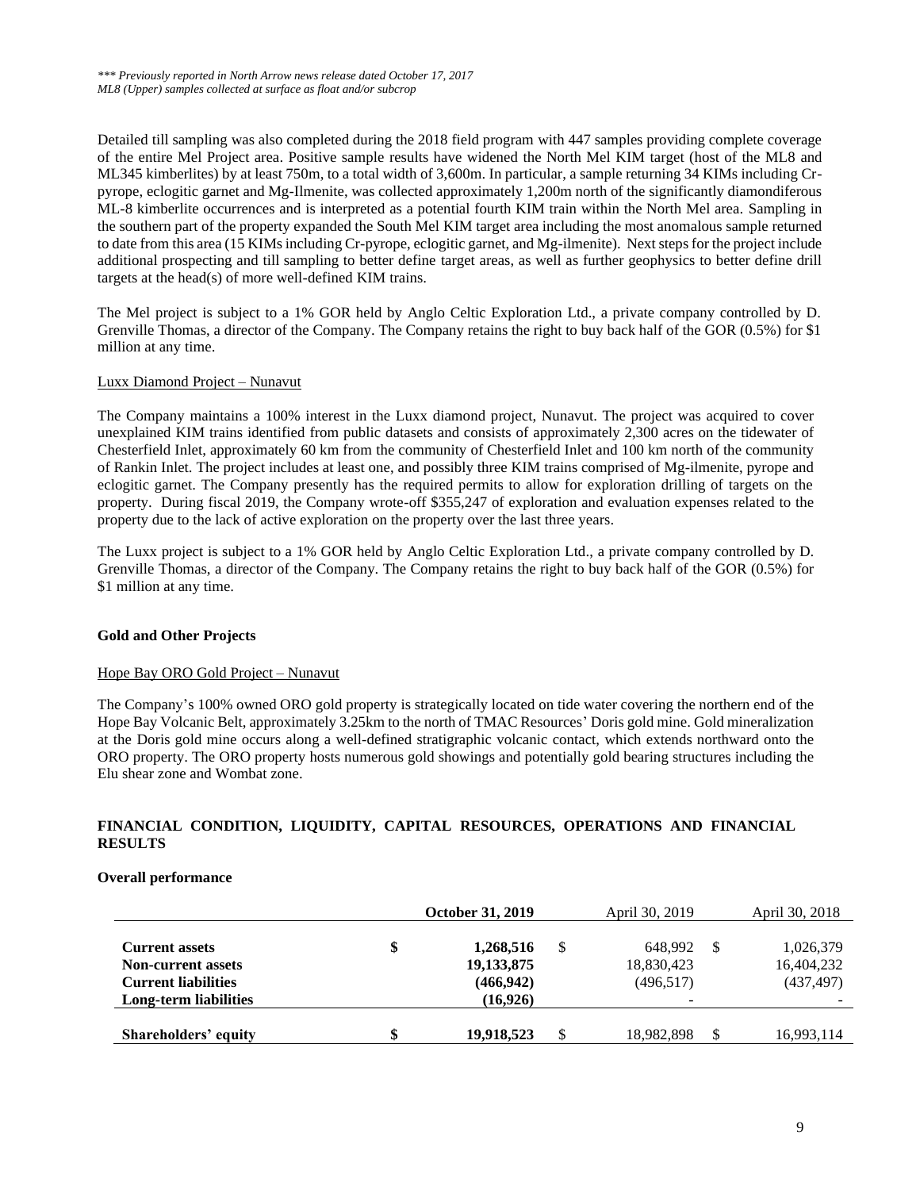*\*\*\* Previously reported in North Arrow news release dated October 17, 2017*
*ML8 (Upper) samples collected at surface as float and/or subcrop*

Detailed till sampling was also completed during the 2018 field program with 447 samples providing complete coverage of the entire Mel Project area. Positive sample results have widened the North Mel KIM target (host of the ML8 and ML345 kimberlites) by at least 750m, to a total width of 3,600m. In particular, a sample returning 34 KIMs including Cr-pyrope, eclogitic garnet and Mg-Ilmenite, was collected approximately 1,200m north of the significantly diamondiferous ML-8 kimberlite occurrences and is interpreted as a potential fourth KIM train within the North Mel area. Sampling in the southern part of the property expanded the South Mel KIM target area including the most anomalous sample returned to date from this area (15 KIMs including Cr-pyrope, eclogitic garnet, and Mg-ilmenite). Next steps for the project include additional prospecting and till sampling to better define target areas, as well as further geophysics to better define drill targets at the head(s) of more well-defined KIM trains.

The Mel project is subject to a 1% GOR held by Anglo Celtic Exploration Ltd., a private company controlled by D. Grenville Thomas, a director of the Company. The Company retains the right to buy back half of the GOR (0.5%) for $1 million at any time.

Luxx Diamond Project – Nunavut

The Company maintains a 100% interest in the Luxx diamond project, Nunavut. The project was acquired to cover unexplained KIM trains identified from public datasets and consists of approximately 2,300 acres on the tidewater of Chesterfield Inlet, approximately 60 km from the community of Chesterfield Inlet and 100 km north of the community of Rankin Inlet. The project includes at least one, and possibly three KIM trains comprised of Mg-ilmenite, pyrope and eclogitic garnet. The Company presently has the required permits to allow for exploration drilling of targets on the property. During fiscal 2019, the Company wrote-off $355,247 of exploration and evaluation expenses related to the property due to the lack of active exploration on the property over the last three years.

The Luxx project is subject to a 1% GOR held by Anglo Celtic Exploration Ltd., a private company controlled by D. Grenville Thomas, a director of the Company. The Company retains the right to buy back half of the GOR (0.5%) for $1 million at any time.

**Gold and Other Projects**

Hope Bay ORO Gold Project – Nunavut

The Company's 100% owned ORO gold property is strategically located on tide water covering the northern end of the Hope Bay Volcanic Belt, approximately 3.25km to the north of TMAC Resources' Doris gold mine. Gold mineralization at the Doris gold mine occurs along a well-defined stratigraphic volcanic contact, which extends northward onto the ORO property. The ORO property hosts numerous gold showings and potentially gold bearing structures including the Elu shear zone and Wombat zone.

## FINANCIAL CONDITION, LIQUIDITY, CAPITAL RESOURCES, OPERATIONS AND FINANCIAL RESULTS

**Overall performance**

| | **October 31, 2019** | April 30, 2019 | April 30, 2018 |
|---|---|---|---|
| **Current assets** | $ **1,268,516** | $ 648,992 | $ 1,026,379 |
| **Non-current assets** | **19,133,875** | 18,830,423 | 16,404,232 |
| **Current liabilities** | **(466,942)** | (496,517) | (437,497) |
| **Long-term liabilities** | **(16,926)** | - | - |
| **Shareholders' equity** | $ **19,918,523** | $ 18,982,898 | $ 16,993,114 |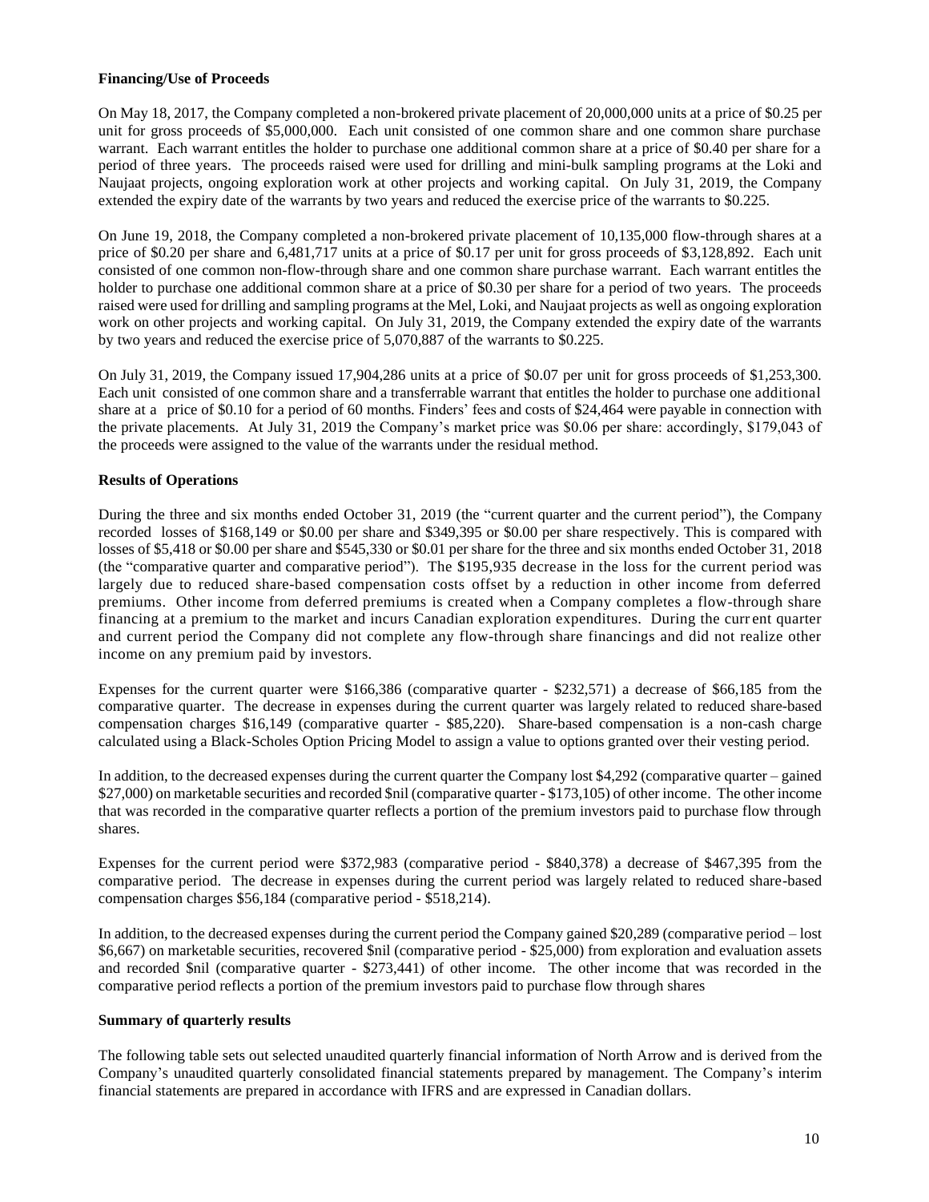**Financing/Use of Proceeds**

On May 18, 2017, the Company completed a non-brokered private placement of 20,000,000 units at a price of $0.25 per unit for gross proceeds of $5,000,000. Each unit consisted of one common share and one common share purchase warrant. Each warrant entitles the holder to purchase one additional common share at a price of $0.40 per share for a period of three years. The proceeds raised were used for drilling and mini-bulk sampling programs at the Loki and Naujaat projects, ongoing exploration work at other projects and working capital. On July 31, 2019, the Company extended the expiry date of the warrants by two years and reduced the exercise price of the warrants to $0.225.

On June 19, 2018, the Company completed a non-brokered private placement of 10,135,000 flow-through shares at a price of $0.20 per share and 6,481,717 units at a price of $0.17 per unit for gross proceeds of $3,128,892. Each unit consisted of one common non-flow-through share and one common share purchase warrant. Each warrant entitles the holder to purchase one additional common share at a price of $0.30 per share for a period of two years. The proceeds raised were used for drilling and sampling programs at the Mel, Loki, and Naujaat projects as well as ongoing exploration work on other projects and working capital. On July 31, 2019, the Company extended the expiry date of the warrants by two years and reduced the exercise price of 5,070,887 of the warrants to $0.225.

On July 31, 2019, the Company issued 17,904,286 units at a price of $0.07 per unit for gross proceeds of $1,253,300. Each unit consisted of one common share and a transferrable warrant that entitles the holder to purchase one additional share at a price of $0.10 for a period of 60 months. Finders' fees and costs of $24,464 were payable in connection with the private placements. At July 31, 2019 the Company's market price was $0.06 per share: accordingly, $179,043 of the proceeds were assigned to the value of the warrants under the residual method.

**Results of Operations**

During the three and six months ended October 31, 2019 (the "current quarter and the current period"), the Company recorded losses of $168,149 or $0.00 per share and $349,395 or $0.00 per share respectively. This is compared with losses of $5,418 or $0.00 per share and $545,330 or $0.01 per share for the three and six months ended October 31, 2018 (the "comparative quarter and comparative period"). The $195,935 decrease in the loss for the current period was largely due to reduced share-based compensation costs offset by a reduction in other income from deferred premiums. Other income from deferred premiums is created when a Company completes a flow-through share financing at a premium to the market and incurs Canadian exploration expenditures. During the current quarter and current period the Company did not complete any flow-through share financings and did not realize other income on any premium paid by investors.

Expenses for the current quarter were $166,386 (comparative quarter - $232,571) a decrease of $66,185 from the comparative quarter. The decrease in expenses during the current quarter was largely related to reduced share-based compensation charges $16,149 (comparative quarter - $85,220). Share-based compensation is a non-cash charge calculated using a Black-Scholes Option Pricing Model to assign a value to options granted over their vesting period.

In addition, to the decreased expenses during the current quarter the Company lost $4,292 (comparative quarter – gained $27,000) on marketable securities and recorded $nil (comparative quarter - $173,105) of other income. The other income that was recorded in the comparative quarter reflects a portion of the premium investors paid to purchase flow through shares.

Expenses for the current period were $372,983 (comparative period - $840,378) a decrease of $467,395 from the comparative period. The decrease in expenses during the current period was largely related to reduced share-based compensation charges $56,184 (comparative period - $518,214).

In addition, to the decreased expenses during the current period the Company gained $20,289 (comparative period – lost $6,667) on marketable securities, recovered $nil (comparative period - $25,000) from exploration and evaluation assets and recorded $nil (comparative quarter - $273,441) of other income. The other income that was recorded in the comparative period reflects a portion of the premium investors paid to purchase flow through shares

**Summary of quarterly results**

The following table sets out selected unaudited quarterly financial information of North Arrow and is derived from the Company's unaudited quarterly consolidated financial statements prepared by management. The Company's interim financial statements are prepared in accordance with IFRS and are expressed in Canadian dollars.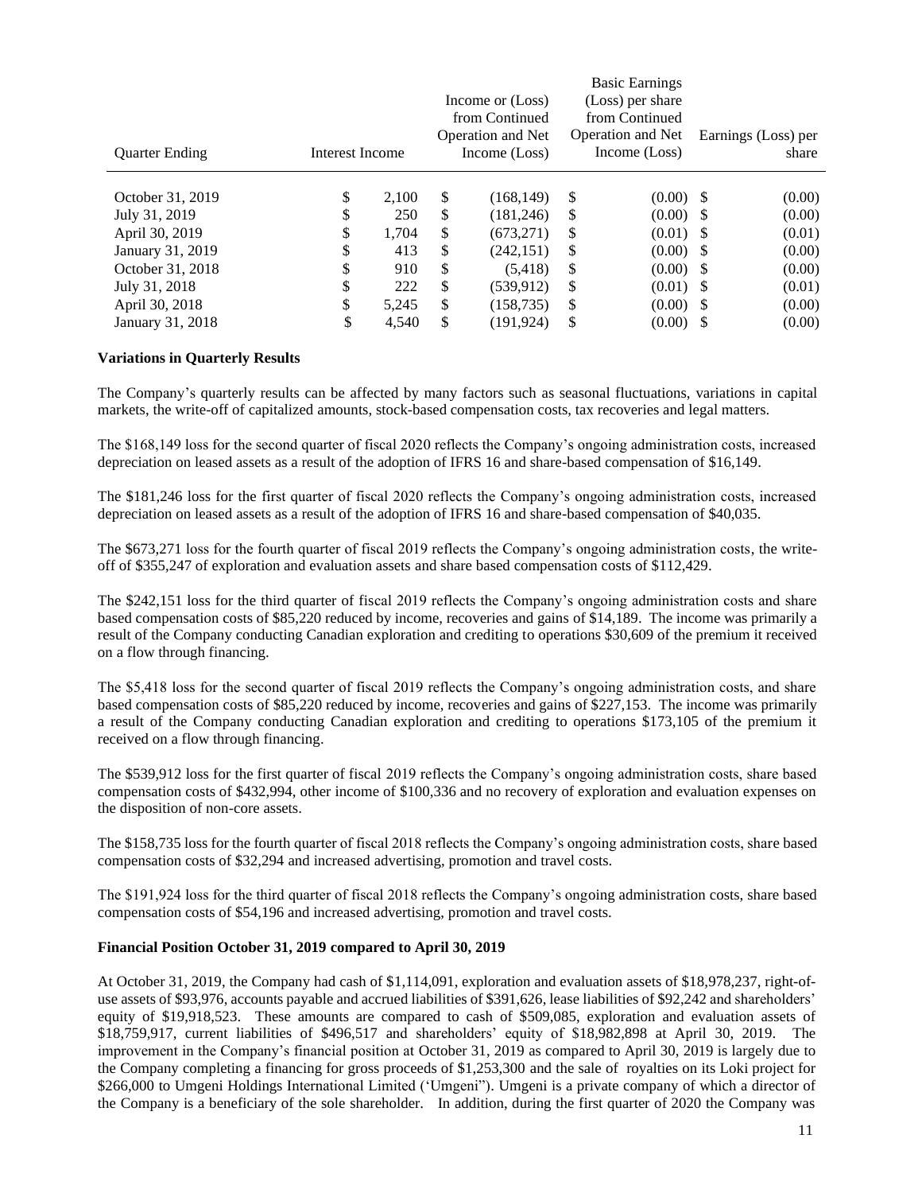| Quarter Ending | Interest Income | Income or (Loss) from Continued Operation and Net Income (Loss) | Basic Earnings (Loss) per share from Continued Operation and Net Income (Loss) | Earnings (Loss) per share |
|---|---|---|---|---|
| October 31, 2019 | $ 2,100 | $ (168,149) | $ (0.00) | $ (0.00) |
| July 31, 2019 | $ 250 | $ (181,246) | $ (0.00) | $ (0.00) |
| April 30, 2019 | $ 1,704 | $ (673,271) | $ (0.01) | $ (0.01) |
| January 31, 2019 | $ 413 | $ (242,151) | $ (0.00) | $ (0.00) |
| October 31, 2018 | $ 910 | $ (5,418) | $ (0.00) | $ (0.00) |
| July 31, 2018 | $ 222 | $ (539,912) | $ (0.01) | $ (0.01) |
| April 30, 2018 | $ 5,245 | $ (158,735) | $ (0.00) | $ (0.00) |
| January 31, 2018 | $ 4,540 | $ (191,924) | $ (0.00) | $ (0.00) |

**Variations in Quarterly Results**

The Company's quarterly results can be affected by many factors such as seasonal fluctuations, variations in capital markets, the write-off of capitalized amounts, stock-based compensation costs, tax recoveries and legal matters.

The $168,149 loss for the second quarter of fiscal 2020 reflects the Company's ongoing administration costs, increased depreciation on leased assets as a result of the adoption of IFRS 16 and share-based compensation of $16,149.

The $181,246 loss for the first quarter of fiscal 2020 reflects the Company's ongoing administration costs, increased depreciation on leased assets as a result of the adoption of IFRS 16 and share-based compensation of $40,035.

The $673,271 loss for the fourth quarter of fiscal 2019 reflects the Company's ongoing administration costs, the write-off of $355,247 of exploration and evaluation assets and share based compensation costs of $112,429.

The $242,151 loss for the third quarter of fiscal 2019 reflects the Company's ongoing administration costs and share based compensation costs of $85,220 reduced by income, recoveries and gains of $14,189. The income was primarily a result of the Company conducting Canadian exploration and crediting to operations $30,609 of the premium it received on a flow through financing.

The $5,418 loss for the second quarter of fiscal 2019 reflects the Company's ongoing administration costs, and share based compensation costs of $85,220 reduced by income, recoveries and gains of $227,153. The income was primarily a result of the Company conducting Canadian exploration and crediting to operations $173,105 of the premium it received on a flow through financing.

The $539,912 loss for the first quarter of fiscal 2019 reflects the Company's ongoing administration costs, share based compensation costs of $432,994, other income of $100,336 and no recovery of exploration and evaluation expenses on the disposition of non-core assets.

The $158,735 loss for the fourth quarter of fiscal 2018 reflects the Company's ongoing administration costs, share based compensation costs of $32,294 and increased advertising, promotion and travel costs.

The $191,924 loss for the third quarter of fiscal 2018 reflects the Company's ongoing administration costs, share based compensation costs of $54,196 and increased advertising, promotion and travel costs.

**Financial Position October 31, 2019 compared to April 30, 2019**

At October 31, 2019, the Company had cash of $1,114,091, exploration and evaluation assets of $18,978,237, right-of-use assets of $93,976, accounts payable and accrued liabilities of $391,626, lease liabilities of $92,242 and shareholders' equity of $19,918,523. These amounts are compared to cash of $509,085, exploration and evaluation assets of $18,759,917, current liabilities of $496,517 and shareholders' equity of $18,982,898 at April 30, 2019. The improvement in the Company's financial position at October 31, 2019 as compared to April 30, 2019 is largely due to the Company completing a financing for gross proceeds of $1,253,300 and the sale of royalties on its Loki project for $266,000 to Umgeni Holdings International Limited ('Umgeni"). Umgeni is a private company of which a director of the Company is a beneficiary of the sole shareholder. In addition, during the first quarter of 2020 the Company was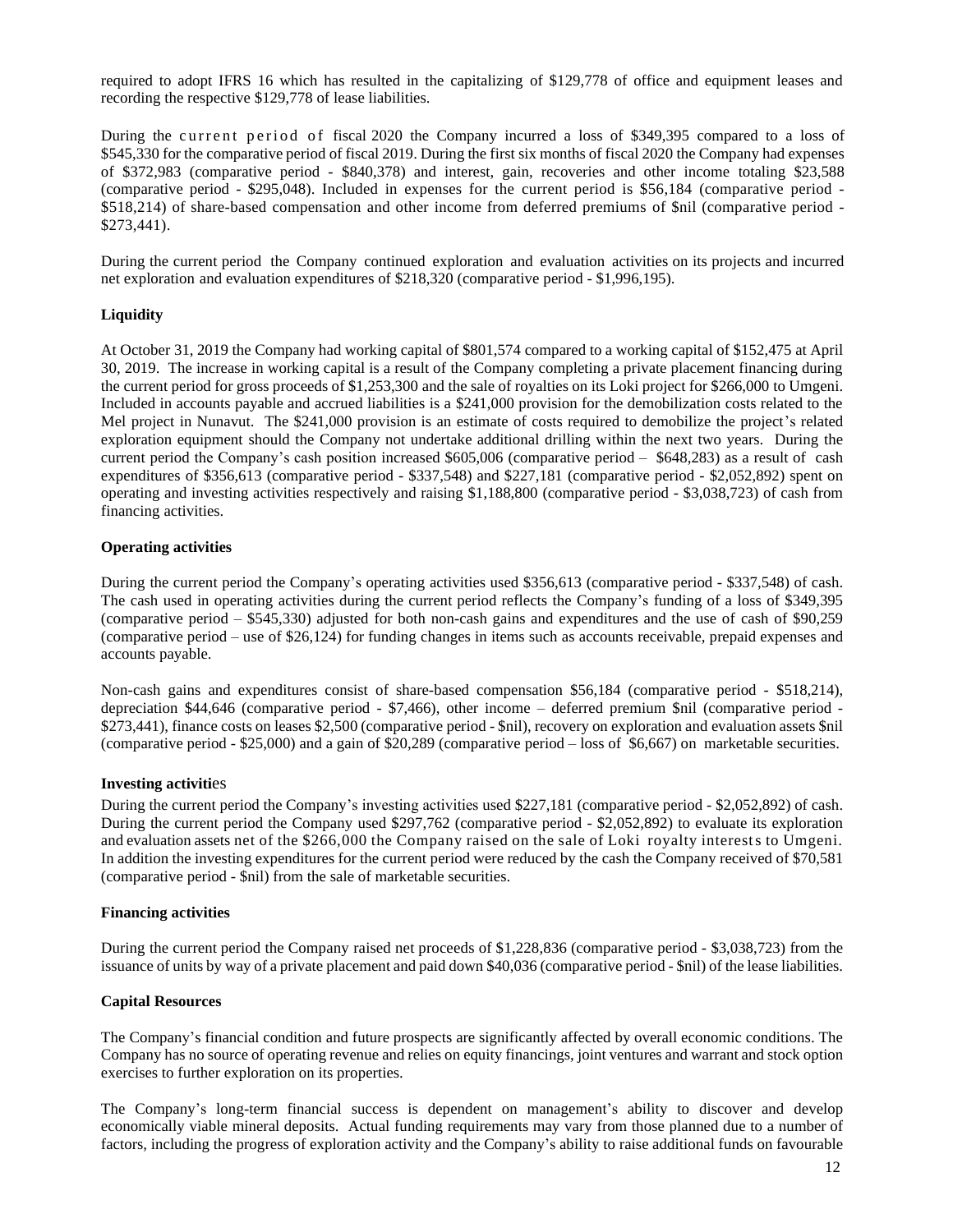required to adopt IFRS 16 which has resulted in the capitalizing of $129,778 of office and equipment leases and recording the respective $129,778 of lease liabilities.

During the current period of fiscal 2020 the Company incurred a loss of $349,395 compared to a loss of $545,330 for the comparative period of fiscal 2019. During the first six months of fiscal 2020 the Company had expenses of $372,983 (comparative period - $840,378) and interest, gain, recoveries and other income totaling $23,588 (comparative period - $295,048). Included in expenses for the current period is $56,184 (comparative period - $518,214) of share-based compensation and other income from deferred premiums of $nil (comparative period - $273,441).

During the current period the Company continued exploration and evaluation activities on its projects and incurred net exploration and evaluation expenditures of $218,320 (comparative period - $1,996,195).

**Liquidity**

At October 31, 2019 the Company had working capital of $801,574 compared to a working capital of $152,475 at April 30, 2019. The increase in working capital is a result of the Company completing a private placement financing during the current period for gross proceeds of $1,253,300 and the sale of royalties on its Loki project for $266,000 to Umgeni. Included in accounts payable and accrued liabilities is a $241,000 provision for the demobilization costs related to the Mel project in Nunavut. The $241,000 provision is an estimate of costs required to demobilize the project's related exploration equipment should the Company not undertake additional drilling within the next two years. During the current period the Company's cash position increased $605,006 (comparative period – $648,283) as a result of cash expenditures of $356,613 (comparative period - $337,548) and $227,181 (comparative period - $2,052,892) spent on operating and investing activities respectively and raising $1,188,800 (comparative period - $3,038,723) of cash from financing activities.

**Operating activities**

During the current period the Company's operating activities used $356,613 (comparative period - $337,548) of cash. The cash used in operating activities during the current period reflects the Company's funding of a loss of $349,395 (comparative period – $545,330) adjusted for both non-cash gains and expenditures and the use of cash of $90,259 (comparative period – use of $26,124) for funding changes in items such as accounts receivable, prepaid expenses and accounts payable.

Non-cash gains and expenditures consist of share-based compensation $56,184 (comparative period - $518,214), depreciation $44,646 (comparative period - $7,466), other income – deferred premium $nil (comparative period - $273,441), finance costs on leases $2,500 (comparative period - $nil), recovery on exploration and evaluation assets $nil (comparative period - $25,000) and a gain of $20,289 (comparative period – loss of $6,667) on marketable securities.

**Investing activities**

During the current period the Company's investing activities used $227,181 (comparative period - $2,052,892) of cash. During the current period the Company used $297,762 (comparative period - $2,052,892) to evaluate its exploration and evaluation assets net of the $266,000 the Company raised on the sale of Loki royalty interests to Umgeni. In addition the investing expenditures for the current period were reduced by the cash the Company received of $70,581 (comparative period - $nil) from the sale of marketable securities.

**Financing activities**

During the current period the Company raised net proceeds of $1,228,836 (comparative period - $3,038,723) from the issuance of units by way of a private placement and paid down $40,036 (comparative period - $nil) of the lease liabilities.

**Capital Resources**

The Company's financial condition and future prospects are significantly affected by overall economic conditions. The Company has no source of operating revenue and relies on equity financings, joint ventures and warrant and stock option exercises to further exploration on its properties.

The Company's long-term financial success is dependent on management's ability to discover and develop economically viable mineral deposits. Actual funding requirements may vary from those planned due to a number of factors, including the progress of exploration activity and the Company's ability to raise additional funds on favourable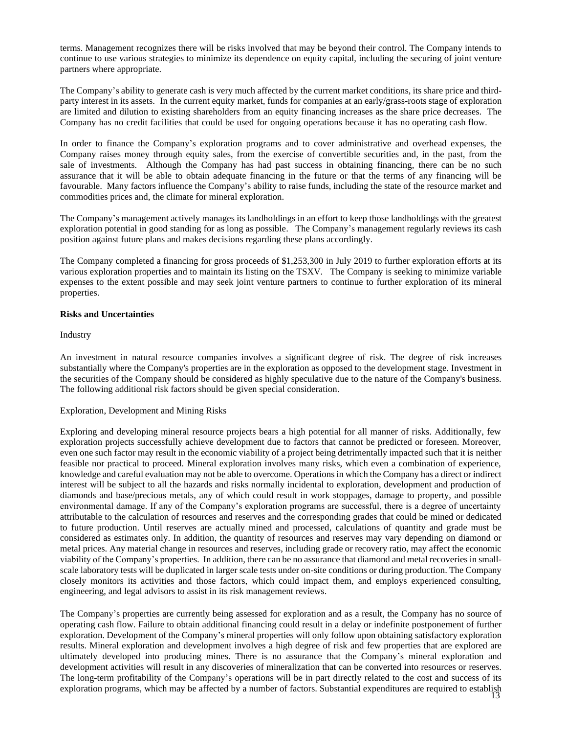terms. Management recognizes there will be risks involved that may be beyond their control. The Company intends to continue to use various strategies to minimize its dependence on equity capital, including the securing of joint venture partners where appropriate.

The Company's ability to generate cash is very much affected by the current market conditions, its share price and third-party interest in its assets. In the current equity market, funds for companies at an early/grass-roots stage of exploration are limited and dilution to existing shareholders from an equity financing increases as the share price decreases. The Company has no credit facilities that could be used for ongoing operations because it has no operating cash flow.

In order to finance the Company's exploration programs and to cover administrative and overhead expenses, the Company raises money through equity sales, from the exercise of convertible securities and, in the past, from the sale of investments. Although the Company has had past success in obtaining financing, there can be no such assurance that it will be able to obtain adequate financing in the future or that the terms of any financing will be favourable. Many factors influence the Company's ability to raise funds, including the state of the resource market and commodities prices and, the climate for mineral exploration.

The Company's management actively manages its landholdings in an effort to keep those landholdings with the greatest exploration potential in good standing for as long as possible. The Company's management regularly reviews its cash position against future plans and makes decisions regarding these plans accordingly.

The Company completed a financing for gross proceeds of $1,253,300 in July 2019 to further exploration efforts at its various exploration properties and to maintain its listing on the TSXV. The Company is seeking to minimize variable expenses to the extent possible and may seek joint venture partners to continue to further exploration of its mineral properties.

**Risks and Uncertainties**

Industry

An investment in natural resource companies involves a significant degree of risk. The degree of risk increases substantially where the Company's properties are in the exploration as opposed to the development stage. Investment in the securities of the Company should be considered as highly speculative due to the nature of the Company's business. The following additional risk factors should be given special consideration.

Exploration, Development and Mining Risks

Exploring and developing mineral resource projects bears a high potential for all manner of risks. Additionally, few exploration projects successfully achieve development due to factors that cannot be predicted or foreseen. Moreover, even one such factor may result in the economic viability of a project being detrimentally impacted such that it is neither feasible nor practical to proceed. Mineral exploration involves many risks, which even a combination of experience, knowledge and careful evaluation may not be able to overcome. Operations in which the Company has a direct or indirect interest will be subject to all the hazards and risks normally incidental to exploration, development and production of diamonds and base/precious metals, any of which could result in work stoppages, damage to property, and possible environmental damage. If any of the Company's exploration programs are successful, there is a degree of uncertainty attributable to the calculation of resources and reserves and the corresponding grades that could be mined or dedicated to future production. Until reserves are actually mined and processed, calculations of quantity and grade must be considered as estimates only. In addition, the quantity of resources and reserves may vary depending on diamond or metal prices. Any material change in resources and reserves, including grade or recovery ratio, may affect the economic viability of the Company's properties. In addition, there can be no assurance that diamond and metal recoveries in small-scale laboratory tests will be duplicated in larger scale tests under on-site conditions or during production. The Company closely monitors its activities and those factors, which could impact them, and employs experienced consulting, engineering, and legal advisors to assist in its risk management reviews.

The Company's properties are currently being assessed for exploration and as a result, the Company has no source of operating cash flow. Failure to obtain additional financing could result in a delay or indefinite postponement of further exploration. Development of the Company's mineral properties will only follow upon obtaining satisfactory exploration results. Mineral exploration and development involves a high degree of risk and few properties that are explored are ultimately developed into producing mines. There is no assurance that the Company's mineral exploration and development activities will result in any discoveries of mineralization that can be converted into resources or reserves. The long-term profitability of the Company's operations will be in part directly related to the cost and success of its exploration programs, which may be affected by a number of factors. Substantial expenditures are required to establish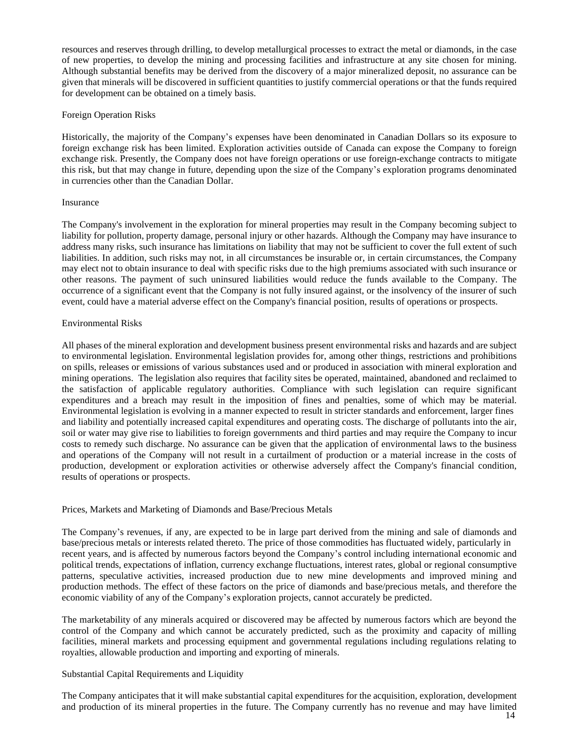resources and reserves through drilling, to develop metallurgical processes to extract the metal or diamonds, in the case of new properties, to develop the mining and processing facilities and infrastructure at any site chosen for mining. Although substantial benefits may be derived from the discovery of a major mineralized deposit, no assurance can be given that minerals will be discovered in sufficient quantities to justify commercial operations or that the funds required for development can be obtained on a timely basis.

### Foreign Operation Risks

Historically, the majority of the Company's expenses have been denominated in Canadian Dollars so its exposure to foreign exchange risk has been limited. Exploration activities outside of Canada can expose the Company to foreign exchange risk. Presently, the Company does not have foreign operations or use foreign-exchange contracts to mitigate this risk, but that may change in future, depending upon the size of the Company's exploration programs denominated in currencies other than the Canadian Dollar.

### Insurance

The Company's involvement in the exploration for mineral properties may result in the Company becoming subject to liability for pollution, property damage, personal injury or other hazards. Although the Company may have insurance to address many risks, such insurance has limitations on liability that may not be sufficient to cover the full extent of such liabilities. In addition, such risks may not, in all circumstances be insurable or, in certain circumstances, the Company may elect not to obtain insurance to deal with specific risks due to the high premiums associated with such insurance or other reasons. The payment of such uninsured liabilities would reduce the funds available to the Company. The occurrence of a significant event that the Company is not fully insured against, or the insolvency of the insurer of such event, could have a material adverse effect on the Company's financial position, results of operations or prospects.

### Environmental Risks

All phases of the mineral exploration and development business present environmental risks and hazards and are subject to environmental legislation. Environmental legislation provides for, among other things, restrictions and prohibitions on spills, releases or emissions of various substances used and or produced in association with mineral exploration and mining operations. The legislation also requires that facility sites be operated, maintained, abandoned and reclaimed to the satisfaction of applicable regulatory authorities. Compliance with such legislation can require significant expenditures and a breach may result in the imposition of fines and penalties, some of which may be material. Environmental legislation is evolving in a manner expected to result in stricter standards and enforcement, larger fines and liability and potentially increased capital expenditures and operating costs. The discharge of pollutants into the air, soil or water may give rise to liabilities to foreign governments and third parties and may require the Company to incur costs to remedy such discharge. No assurance can be given that the application of environmental laws to the business and operations of the Company will not result in a curtailment of production or a material increase in the costs of production, development or exploration activities or otherwise adversely affect the Company's financial condition, results of operations or prospects.

### Prices, Markets and Marketing of Diamonds and Base/Precious Metals

The Company's revenues, if any, are expected to be in large part derived from the mining and sale of diamonds and base/precious metals or interests related thereto. The price of those commodities has fluctuated widely, particularly in recent years, and is affected by numerous factors beyond the Company's control including international economic and political trends, expectations of inflation, currency exchange fluctuations, interest rates, global or regional consumptive patterns, speculative activities, increased production due to new mine developments and improved mining and production methods. The effect of these factors on the price of diamonds and base/precious metals, and therefore the economic viability of any of the Company's exploration projects, cannot accurately be predicted.

The marketability of any minerals acquired or discovered may be affected by numerous factors which are beyond the control of the Company and which cannot be accurately predicted, such as the proximity and capacity of milling facilities, mineral markets and processing equipment and governmental regulations including regulations relating to royalties, allowable production and importing and exporting of minerals.

### Substantial Capital Requirements and Liquidity

The Company anticipates that it will make substantial capital expenditures for the acquisition, exploration, development and production of its mineral properties in the future. The Company currently has no revenue and may have limited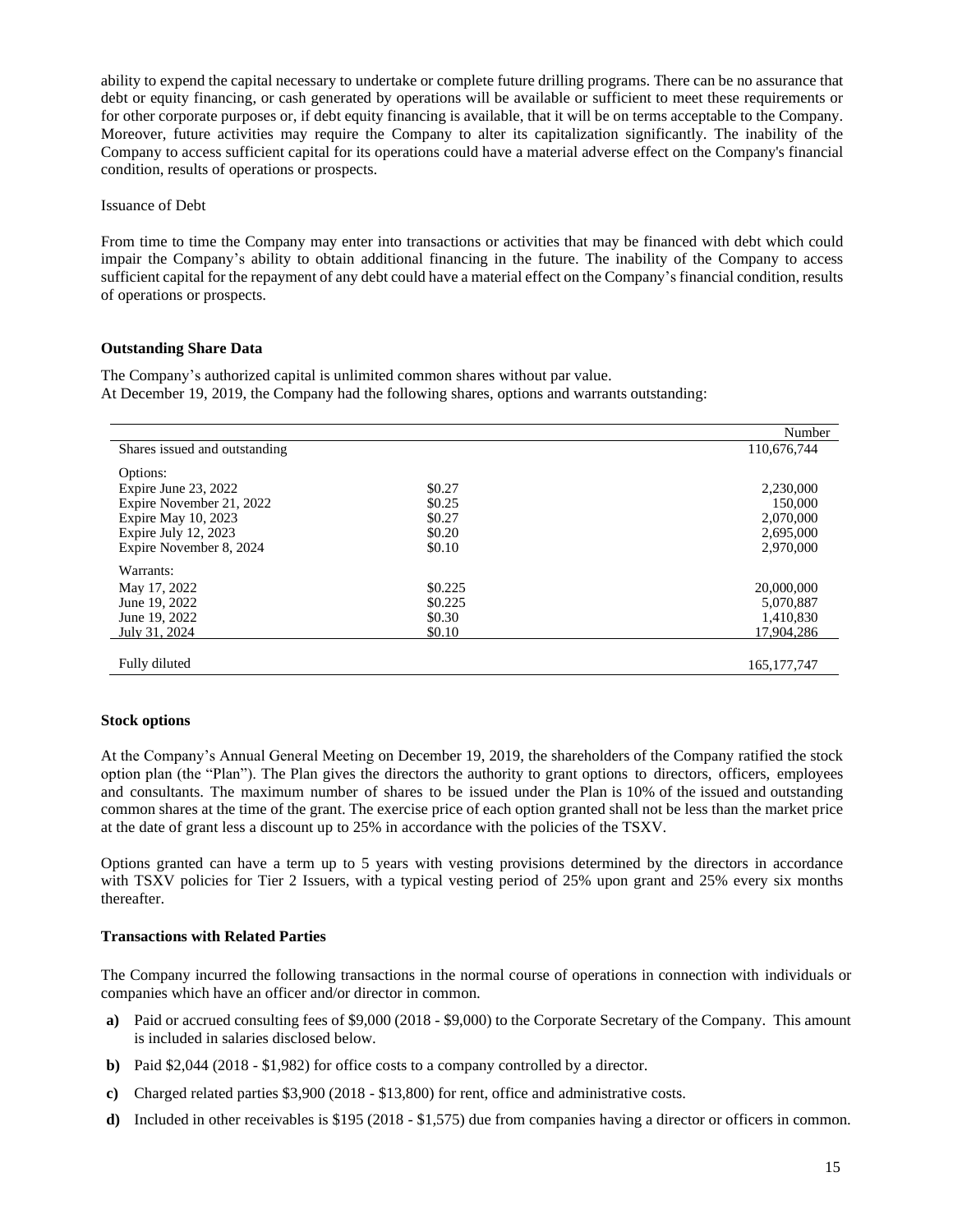ability to expend the capital necessary to undertake or complete future drilling programs. There can be no assurance that debt or equity financing, or cash generated by operations will be available or sufficient to meet these requirements or for other corporate purposes or, if debt equity financing is available, that it will be on terms acceptable to the Company. Moreover, future activities may require the Company to alter its capitalization significantly. The inability of the Company to access sufficient capital for its operations could have a material adverse effect on the Company's financial condition, results of operations or prospects.

Issuance of Debt

From time to time the Company may enter into transactions or activities that may be financed with debt which could impair the Company's ability to obtain additional financing in the future. The inability of the Company to access sufficient capital for the repayment of any debt could have a material effect on the Company's financial condition, results of operations or prospects.

**Outstanding Share Data**

The Company's authorized capital is unlimited common shares without par value.
At December 19, 2019, the Company had the following shares, options and warrants outstanding:

| | | Number |
|---|---|---|
| Shares issued and outstanding | | 110,676,744 |
| Options: | | |
| Expire June 23, 2022 | $0.27 | 2,230,000 |
| Expire November 21, 2022 | $0.25 | 150,000 |
| Expire May 10, 2023 | $0.27 | 2,070,000 |
| Expire July 12, 2023 | $0.20 | 2,695,000 |
| Expire November 8, 2024 | $0.10 | 2,970,000 |
| Warrants: | | |
| May 17, 2022 | $0.225 | 20,000,000 |
| June 19, 2022 | $0.225 | 5,070,887 |
| June 19, 2022 | $0.30 | 1,410,830 |
| July 31, 2024 | $0.10 | 17,904,286 |
| Fully diluted | | 165,177,747 |

**Stock options**

At the Company's Annual General Meeting on December 19, 2019, the shareholders of the Company ratified the stock option plan (the "Plan"). The Plan gives the directors the authority to grant options to directors, officers, employees and consultants. The maximum number of shares to be issued under the Plan is 10% of the issued and outstanding common shares at the time of the grant. The exercise price of each option granted shall not be less than the market price at the date of grant less a discount up to 25% in accordance with the policies of the TSXV.

Options granted can have a term up to 5 years with vesting provisions determined by the directors in accordance with TSXV policies for Tier 2 Issuers, with a typical vesting period of 25% upon grant and 25% every six months thereafter.

**Transactions with Related Parties**

The Company incurred the following transactions in the normal course of operations in connection with individuals or companies which have an officer and/or director in common.

- **a)** Paid or accrued consulting fees of $9,000 (2018 - $9,000) to the Corporate Secretary of the Company. This amount is included in salaries disclosed below.
- **b)** Paid $2,044 (2018 - $1,982) for office costs to a company controlled by a director.
- **c)** Charged related parties $3,900 (2018 - $13,800) for rent, office and administrative costs.
- **d)** Included in other receivables is $195 (2018 - $1,575) due from companies having a director or officers in common.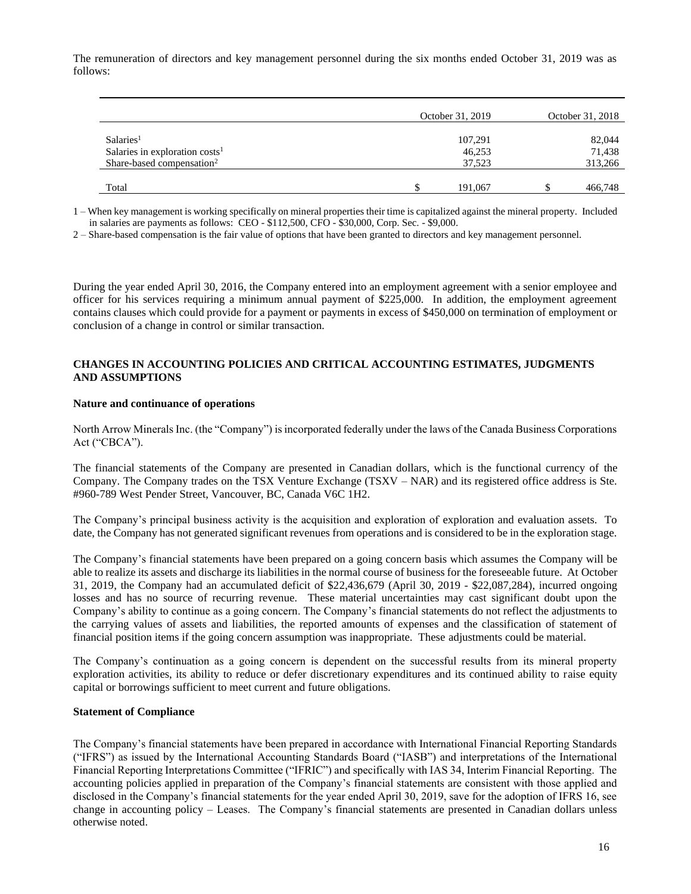The remuneration of directors and key management personnel during the six months ended October 31, 2019 was as follows:

| | October 31, 2019 | October 31, 2018 |
|---|---|---|
| Salaries[1] | 107,291 | 82,044 |
| Salaries in exploration costs[1] | 46,253 | 71,438 |
| Share-based compensation[2] | 37,523 | 313,266 |
| Total | $ 191,067 | $ 466,748 |

1 – When key management is working specifically on mineral properties their time is capitalized against the mineral property. Included in salaries are payments as follows: CEO - $112,500, CFO - $30,000, Corp. Sec. - $9,000.

2 – Share-based compensation is the fair value of options that have been granted to directors and key management personnel.

During the year ended April 30, 2016, the Company entered into an employment agreement with a senior employee and officer for his services requiring a minimum annual payment of $225,000. In addition, the employment agreement contains clauses which could provide for a payment or payments in excess of $450,000 on termination of employment or conclusion of a change in control or similar transaction.

## CHANGES IN ACCOUNTING POLICIES AND CRITICAL ACCOUNTING ESTIMATES, JUDGMENTS AND ASSUMPTIONS

### Nature and continuance of operations

North Arrow Minerals Inc. (the "Company") is incorporated federally under the laws of the Canada Business Corporations Act ("CBCA").

The financial statements of the Company are presented in Canadian dollars, which is the functional currency of the Company. The Company trades on the TSX Venture Exchange (TSXV – NAR) and its registered office address is Ste. #960-789 West Pender Street, Vancouver, BC, Canada V6C 1H2.

The Company's principal business activity is the acquisition and exploration of exploration and evaluation assets. To date, the Company has not generated significant revenues from operations and is considered to be in the exploration stage.

The Company's financial statements have been prepared on a going concern basis which assumes the Company will be able to realize its assets and discharge its liabilities in the normal course of business for the foreseeable future. At October 31, 2019, the Company had an accumulated deficit of $22,436,679 (April 30, 2019 - $22,087,284), incurred ongoing losses and has no source of recurring revenue. These material uncertainties may cast significant doubt upon the Company's ability to continue as a going concern. The Company's financial statements do not reflect the adjustments to the carrying values of assets and liabilities, the reported amounts of expenses and the classification of statement of financial position items if the going concern assumption was inappropriate. These adjustments could be material.

The Company's continuation as a going concern is dependent on the successful results from its mineral property exploration activities, its ability to reduce or defer discretionary expenditures and its continued ability to raise equity capital or borrowings sufficient to meet current and future obligations.

### Statement of Compliance

The Company's financial statements have been prepared in accordance with International Financial Reporting Standards ("IFRS") as issued by the International Accounting Standards Board ("IASB") and interpretations of the International Financial Reporting Interpretations Committee ("IFRIC") and specifically with IAS 34, Interim Financial Reporting. The accounting policies applied in preparation of the Company's financial statements are consistent with those applied and disclosed in the Company's financial statements for the year ended April 30, 2019, save for the adoption of IFRS 16, see change in accounting policy – Leases. The Company's financial statements are presented in Canadian dollars unless otherwise noted.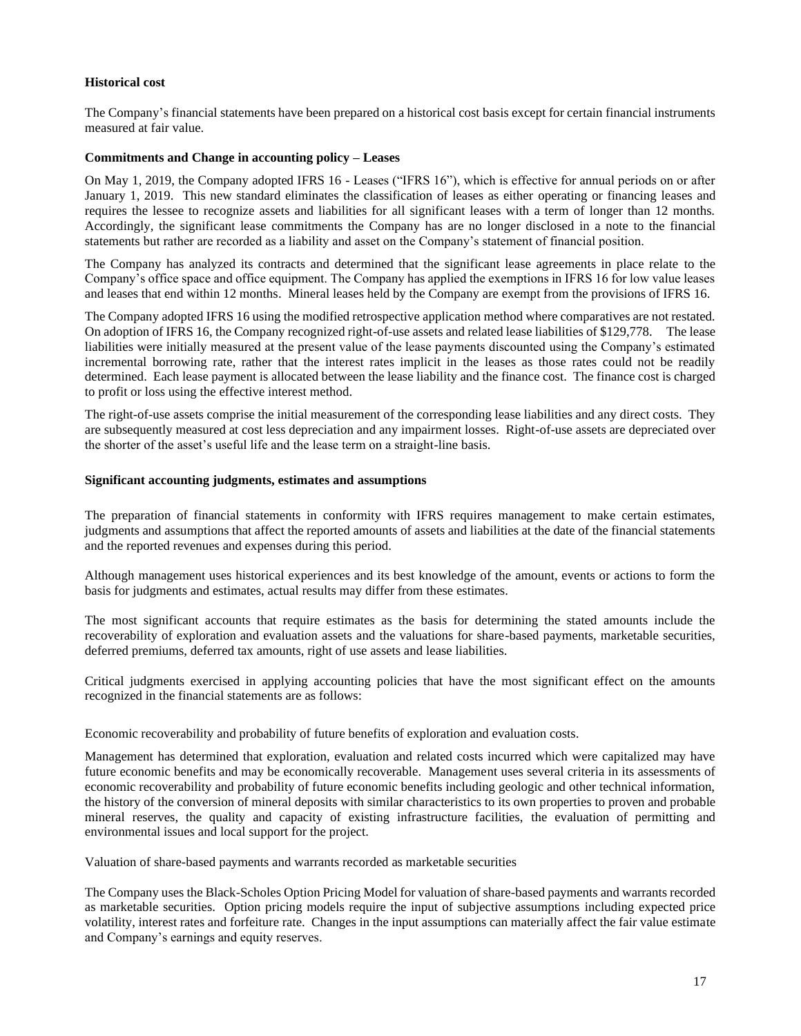**Historical cost**

The Company's financial statements have been prepared on a historical cost basis except for certain financial instruments measured at fair value.

**Commitments and Change in accounting policy – Leases**

On May 1, 2019, the Company adopted IFRS 16 - Leases ("IFRS 16"), which is effective for annual periods on or after January 1, 2019. This new standard eliminates the classification of leases as either operating or financing leases and requires the lessee to recognize assets and liabilities for all significant leases with a term of longer than 12 months. Accordingly, the significant lease commitments the Company has are no longer disclosed in a note to the financial statements but rather are recorded as a liability and asset on the Company's statement of financial position.

The Company has analyzed its contracts and determined that the significant lease agreements in place relate to the Company's office space and office equipment. The Company has applied the exemptions in IFRS 16 for low value leases and leases that end within 12 months. Mineral leases held by the Company are exempt from the provisions of IFRS 16.

The Company adopted IFRS 16 using the modified retrospective application method where comparatives are not restated. On adoption of IFRS 16, the Company recognized right-of-use assets and related lease liabilities of $129,778. The lease liabilities were initially measured at the present value of the lease payments discounted using the Company's estimated incremental borrowing rate, rather that the interest rates implicit in the leases as those rates could not be readily determined. Each lease payment is allocated between the lease liability and the finance cost. The finance cost is charged to profit or loss using the effective interest method.

The right-of-use assets comprise the initial measurement of the corresponding lease liabilities and any direct costs. They are subsequently measured at cost less depreciation and any impairment losses. Right-of-use assets are depreciated over the shorter of the asset's useful life and the lease term on a straight-line basis.

**Significant accounting judgments, estimates and assumptions**

The preparation of financial statements in conformity with IFRS requires management to make certain estimates, judgments and assumptions that affect the reported amounts of assets and liabilities at the date of the financial statements and the reported revenues and expenses during this period.

Although management uses historical experiences and its best knowledge of the amount, events or actions to form the basis for judgments and estimates, actual results may differ from these estimates.

The most significant accounts that require estimates as the basis for determining the stated amounts include the recoverability of exploration and evaluation assets and the valuations for share-based payments, marketable securities, deferred premiums, deferred tax amounts, right of use assets and lease liabilities.

Critical judgments exercised in applying accounting policies that have the most significant effect on the amounts recognized in the financial statements are as follows:

Economic recoverability and probability of future benefits of exploration and evaluation costs.

Management has determined that exploration, evaluation and related costs incurred which were capitalized may have future economic benefits and may be economically recoverable. Management uses several criteria in its assessments of economic recoverability and probability of future economic benefits including geologic and other technical information, the history of the conversion of mineral deposits with similar characteristics to its own properties to proven and probable mineral reserves, the quality and capacity of existing infrastructure facilities, the evaluation of permitting and environmental issues and local support for the project.

Valuation of share-based payments and warrants recorded as marketable securities

The Company uses the Black-Scholes Option Pricing Model for valuation of share-based payments and warrants recorded as marketable securities. Option pricing models require the input of subjective assumptions including expected price volatility, interest rates and forfeiture rate. Changes in the input assumptions can materially affect the fair value estimate and Company's earnings and equity reserves.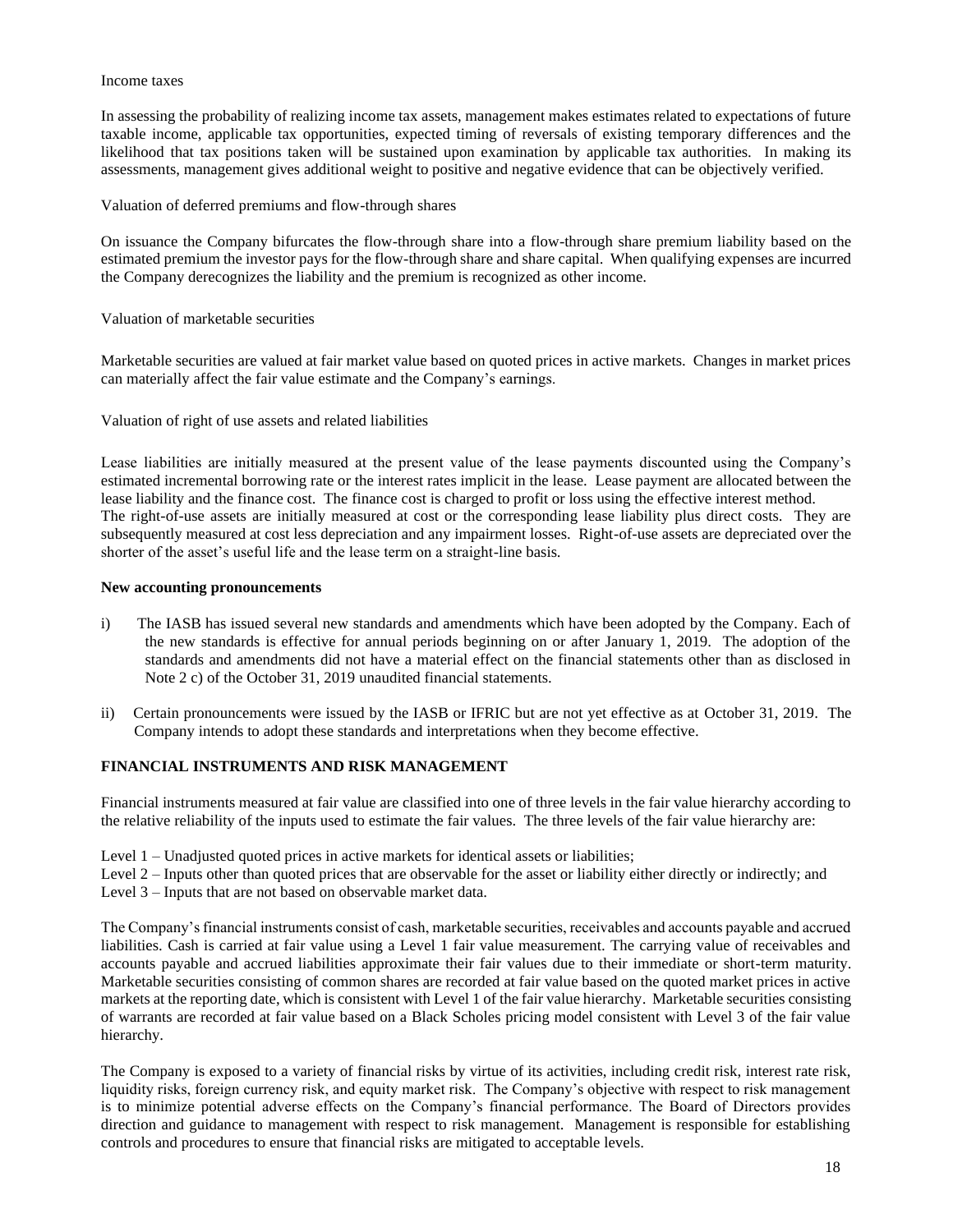Income taxes

In assessing the probability of realizing income tax assets, management makes estimates related to expectations of future taxable income, applicable tax opportunities, expected timing of reversals of existing temporary differences and the likelihood that tax positions taken will be sustained upon examination by applicable tax authorities. In making its assessments, management gives additional weight to positive and negative evidence that can be objectively verified.

Valuation of deferred premiums and flow-through shares

On issuance the Company bifurcates the flow-through share into a flow-through share premium liability based on the estimated premium the investor pays for the flow-through share and share capital. When qualifying expenses are incurred the Company derecognizes the liability and the premium is recognized as other income.

Valuation of marketable securities

Marketable securities are valued at fair market value based on quoted prices in active markets. Changes in market prices can materially affect the fair value estimate and the Company's earnings.

Valuation of right of use assets and related liabilities

Lease liabilities are initially measured at the present value of the lease payments discounted using the Company's estimated incremental borrowing rate or the interest rates implicit in the lease. Lease payment are allocated between the lease liability and the finance cost. The finance cost is charged to profit or loss using the effective interest method. The right-of-use assets are initially measured at cost or the corresponding lease liability plus direct costs. They are subsequently measured at cost less depreciation and any impairment losses. Right-of-use assets are depreciated over the shorter of the asset's useful life and the lease term on a straight-line basis.

**New accounting pronouncements**

i) The IASB has issued several new standards and amendments which have been adopted by the Company. Each of the new standards is effective for annual periods beginning on or after January 1, 2019. The adoption of the standards and amendments did not have a material effect on the financial statements other than as disclosed in Note 2 c) of the October 31, 2019 unaudited financial statements.

ii) Certain pronouncements were issued by the IASB or IFRIC but are not yet effective as at October 31, 2019. The Company intends to adopt these standards and interpretations when they become effective.

## FINANCIAL INSTRUMENTS AND RISK MANAGEMENT

Financial instruments measured at fair value are classified into one of three levels in the fair value hierarchy according to the relative reliability of the inputs used to estimate the fair values. The three levels of the fair value hierarchy are:

Level 1 – Unadjusted quoted prices in active markets for identical assets or liabilities;
Level 2 – Inputs other than quoted prices that are observable for the asset or liability either directly or indirectly; and
Level 3 – Inputs that are not based on observable market data.

The Company's financial instruments consist of cash, marketable securities, receivables and accounts payable and accrued liabilities. Cash is carried at fair value using a Level 1 fair value measurement. The carrying value of receivables and accounts payable and accrued liabilities approximate their fair values due to their immediate or short-term maturity. Marketable securities consisting of common shares are recorded at fair value based on the quoted market prices in active markets at the reporting date, which is consistent with Level 1 of the fair value hierarchy. Marketable securities consisting of warrants are recorded at fair value based on a Black Scholes pricing model consistent with Level 3 of the fair value hierarchy.

The Company is exposed to a variety of financial risks by virtue of its activities, including credit risk, interest rate risk, liquidity risks, foreign currency risk, and equity market risk. The Company's objective with respect to risk management is to minimize potential adverse effects on the Company's financial performance. The Board of Directors provides direction and guidance to management with respect to risk management. Management is responsible for establishing controls and procedures to ensure that financial risks are mitigated to acceptable levels.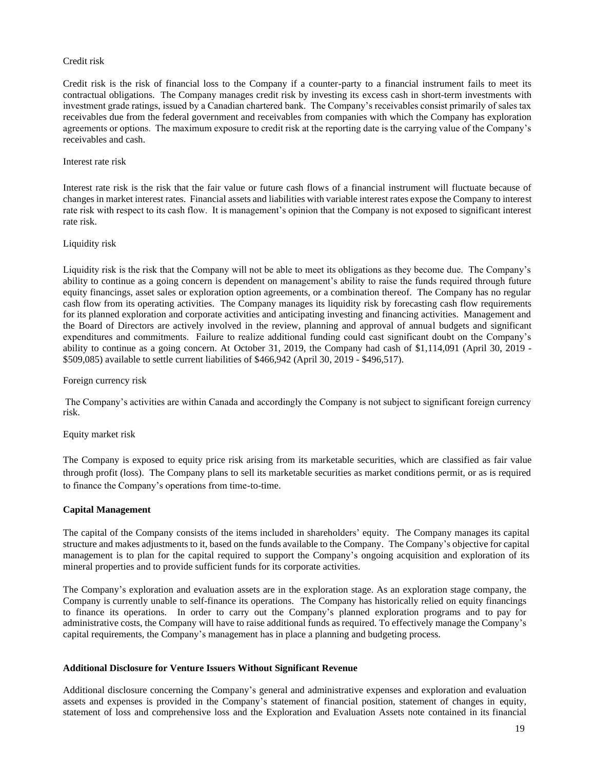Credit risk

Credit risk is the risk of financial loss to the Company if a counter-party to a financial instrument fails to meet its contractual obligations. The Company manages credit risk by investing its excess cash in short-term investments with investment grade ratings, issued by a Canadian chartered bank. The Company's receivables consist primarily of sales tax receivables due from the federal government and receivables from companies with which the Company has exploration agreements or options. The maximum exposure to credit risk at the reporting date is the carrying value of the Company's receivables and cash.

Interest rate risk

Interest rate risk is the risk that the fair value or future cash flows of a financial instrument will fluctuate because of changes in market interest rates. Financial assets and liabilities with variable interest rates expose the Company to interest rate risk with respect to its cash flow. It is management's opinion that the Company is not exposed to significant interest rate risk.

Liquidity risk

Liquidity risk is the risk that the Company will not be able to meet its obligations as they become due. The Company's ability to continue as a going concern is dependent on management's ability to raise the funds required through future equity financings, asset sales or exploration option agreements, or a combination thereof. The Company has no regular cash flow from its operating activities. The Company manages its liquidity risk by forecasting cash flow requirements for its planned exploration and corporate activities and anticipating investing and financing activities. Management and the Board of Directors are actively involved in the review, planning and approval of annual budgets and significant expenditures and commitments. Failure to realize additional funding could cast significant doubt on the Company's ability to continue as a going concern. At October 31, 2019, the Company had cash of $1,114,091 (April 30, 2019 - $509,085) available to settle current liabilities of $466,942 (April 30, 2019 - $496,517).

Foreign currency risk

The Company's activities are within Canada and accordingly the Company is not subject to significant foreign currency risk.

Equity market risk

The Company is exposed to equity price risk arising from its marketable securities, which are classified as fair value through profit (loss). The Company plans to sell its marketable securities as market conditions permit, or as is required to finance the Company's operations from time-to-time.

**Capital Management**

The capital of the Company consists of the items included in shareholders' equity. The Company manages its capital structure and makes adjustments to it, based on the funds available to the Company. The Company's objective for capital management is to plan for the capital required to support the Company's ongoing acquisition and exploration of its mineral properties and to provide sufficient funds for its corporate activities.

The Company's exploration and evaluation assets are in the exploration stage. As an exploration stage company, the Company is currently unable to self-finance its operations. The Company has historically relied on equity financings to finance its operations. In order to carry out the Company's planned exploration programs and to pay for administrative costs, the Company will have to raise additional funds as required. To effectively manage the Company's capital requirements, the Company's management has in place a planning and budgeting process.

**Additional Disclosure for Venture Issuers Without Significant Revenue**

Additional disclosure concerning the Company's general and administrative expenses and exploration and evaluation assets and expenses is provided in the Company's statement of financial position, statement of changes in equity, statement of loss and comprehensive loss and the Exploration and Evaluation Assets note contained in its financial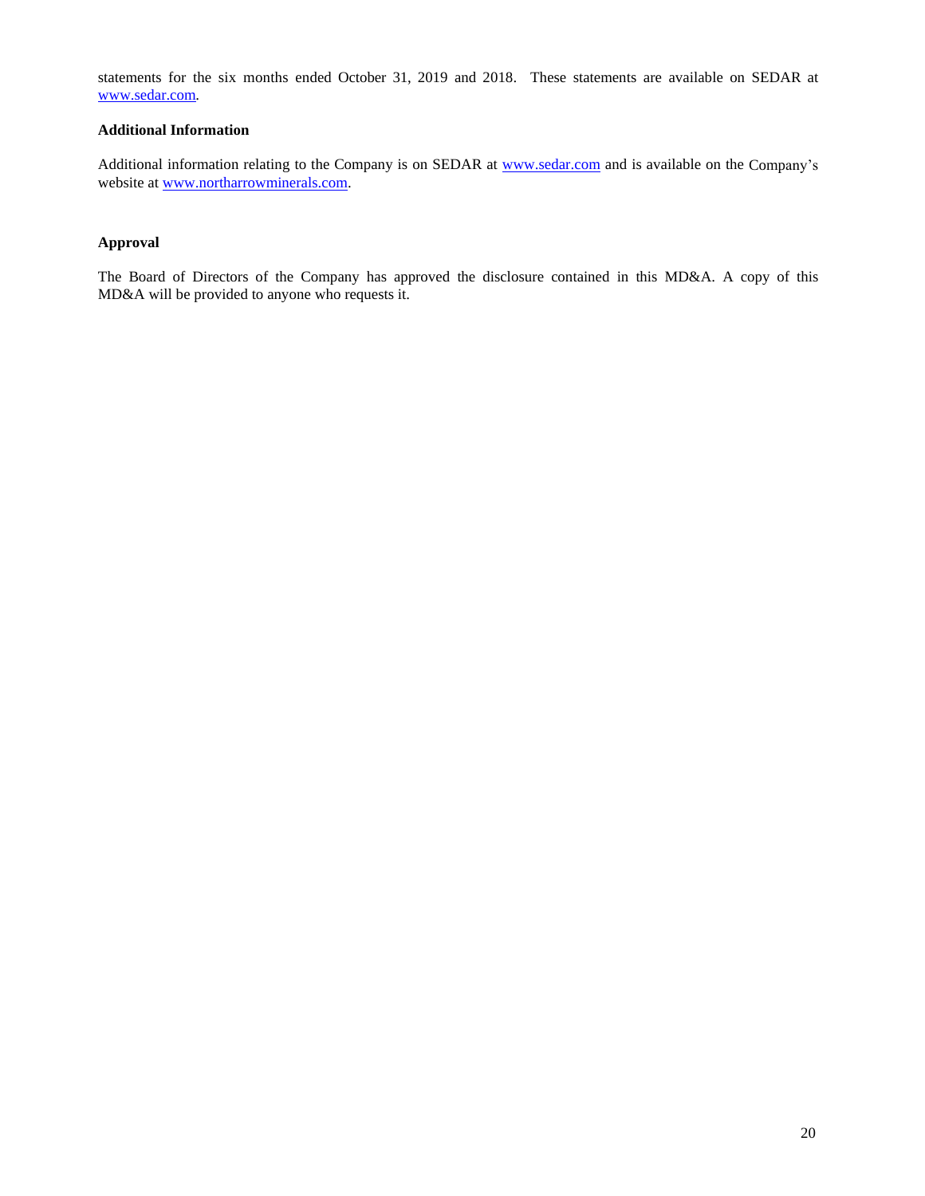statements for the six months ended October 31, 2019 and 2018. These statements are available on SEDAR at www.sedar.com.

### Additional Information

Additional information relating to the Company is on SEDAR at www.sedar.com and is available on the Company's website at www.northarrowminerals.com.

### Approval

The Board of Directors of the Company has approved the disclosure contained in this MD&A. A copy of this MD&A will be provided to anyone who requests it.